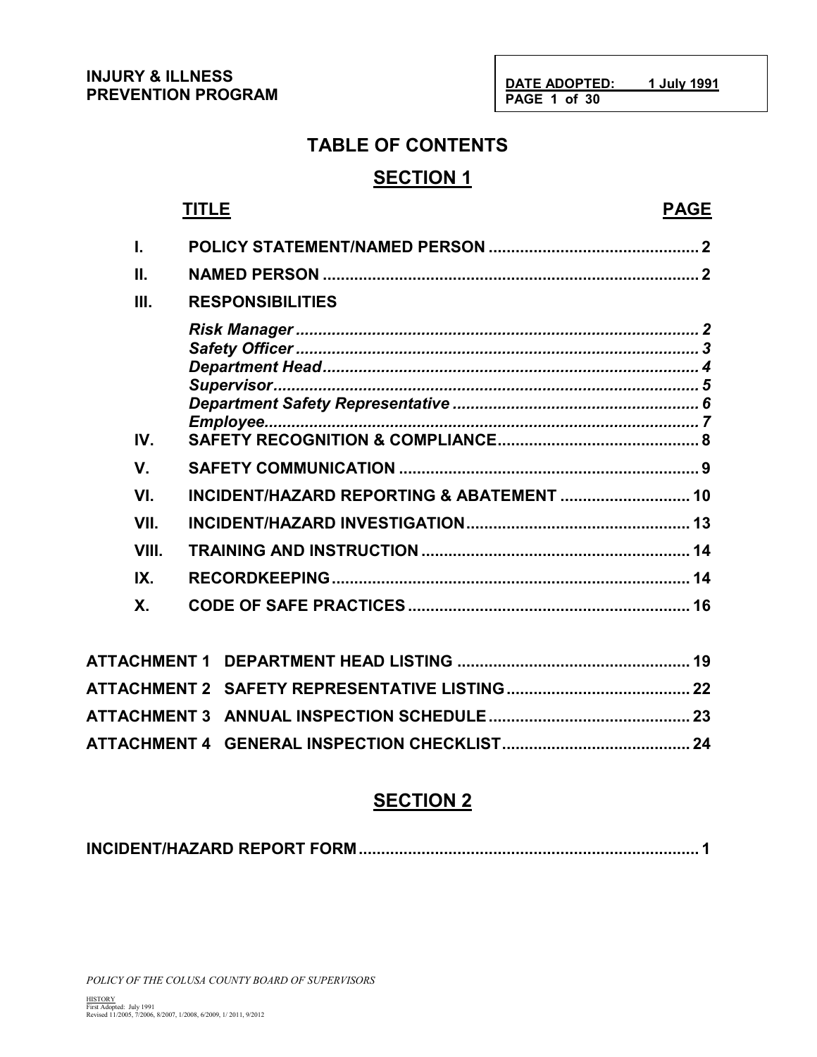**INJURY & ILLNESS PREVENTION PROGRAM**

**DATE ADOPTED: 1 July 1991**

# TABLE OF CONTENTS

## SECTION 1

| | TITLE | PAGE |
|---|---|---|
| I. | POLICY STATEMENT/NAMED PERSON | 2 |
| II. | NAMED PERSON | 2 |
| III. | RESPONSIBILITIES | |
| | *Risk Manager* | *2* |
| | *Safety Officer* | *3* |
| | *Department Head* | *4* |
| | *Supervisor* | *5* |
| | *Department Safety Representative* | *6* |
| | *Employee* | *7* |
| IV. | SAFETY RECOGNITION & COMPLIANCE | 8 |
| V. | SAFETY COMMUNICATION | 9 |
| VI. | INCIDENT/HAZARD REPORTING & ABATEMENT | 10 |
| VII. | INCIDENT/HAZARD INVESTIGATION | 13 |
| VIII. | TRAINING AND INSTRUCTION | 14 |
| IX. | RECORDKEEPING | 14 |
| X. | CODE OF SAFE PRACTICES | 16 |

| | | |
|---|---|---|
| ATTACHMENT 1 | DEPARTMENT HEAD LISTING | 19 |
| ATTACHMENT 2 | SAFETY REPRESENTATIVE LISTING | 22 |
| ATTACHMENT 3 | ANNUAL INSPECTION SCHEDULE | 23 |
| ATTACHMENT 4 | GENERAL INSPECTION CHECKLIST | 24 |

## SECTION 2

| | |
|---|---|
| INCIDENT/HAZARD REPORT FORM | 1 |

*POLICY OF THE COLUSA COUNTY BOARD OF SUPERVISORS*

HISTORY
First Adopted: July 1991
Revised 11/2005, 7/2006, 8/2007, 1/2008, 6/2009, 1/ 2011, 9/2012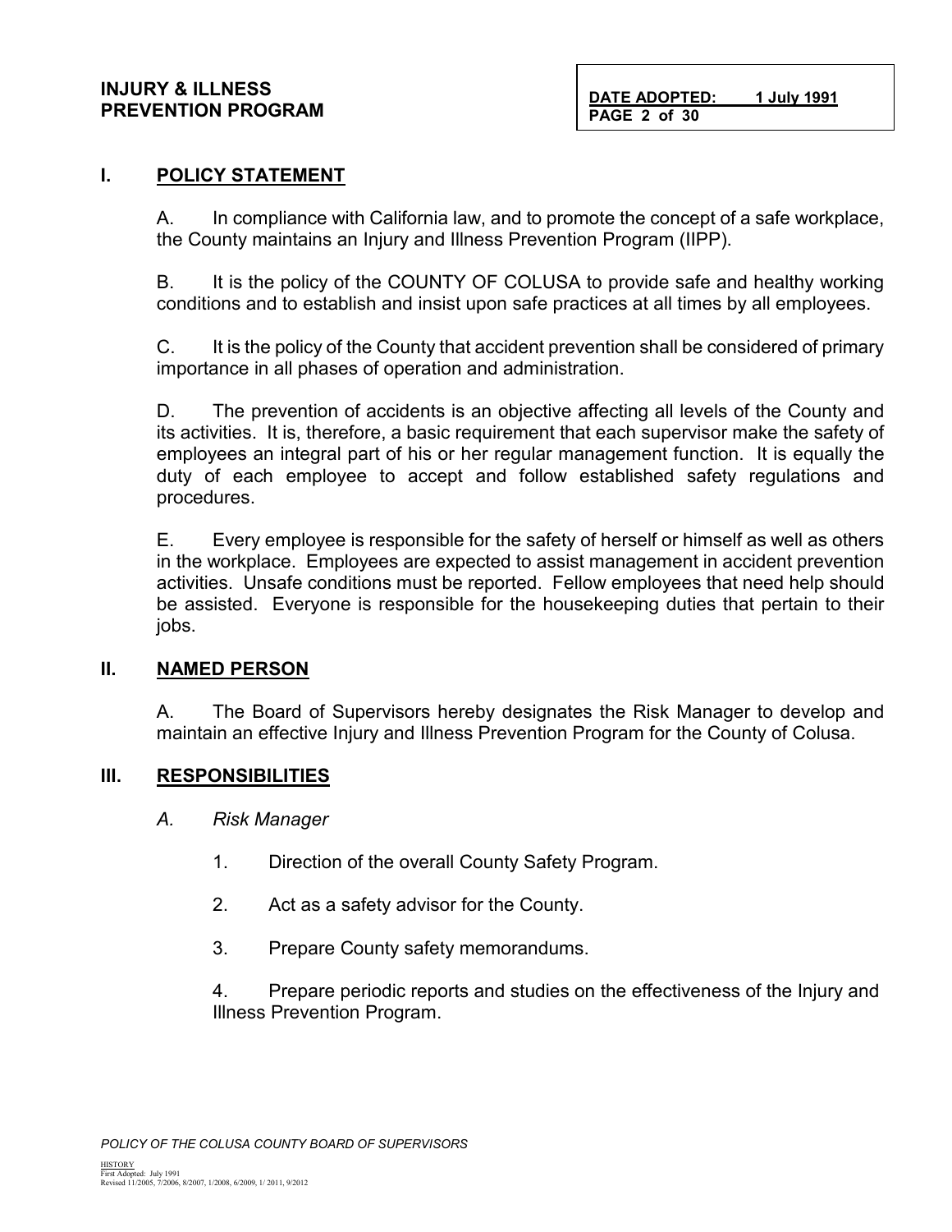## I. POLICY STATEMENT

A. In compliance with California law, and to promote the concept of a safe workplace, the County maintains an Injury and Illness Prevention Program (IIPP).

B. It is the policy of the COUNTY OF COLUSA to provide safe and healthy working conditions and to establish and insist upon safe practices at all times by all employees.

C. It is the policy of the County that accident prevention shall be considered of primary importance in all phases of operation and administration.

D. The prevention of accidents is an objective affecting all levels of the County and its activities. It is, therefore, a basic requirement that each supervisor make the safety of employees an integral part of his or her regular management function. It is equally the duty of each employee to accept and follow established safety regulations and procedures.

E. Every employee is responsible for the safety of herself or himself as well as others in the workplace. Employees are expected to assist management in accident prevention activities. Unsafe conditions must be reported. Fellow employees that need help should be assisted. Everyone is responsible for the housekeeping duties that pertain to their jobs.

## II. NAMED PERSON

A. The Board of Supervisors hereby designates the Risk Manager to develop and maintain an effective Injury and Illness Prevention Program for the County of Colusa.

## III. RESPONSIBILITIES

*A. Risk Manager*

1. Direction of the overall County Safety Program.
2. Act as a safety advisor for the County.
3. Prepare County safety memorandums.
4. Prepare periodic reports and studies on the effectiveness of the Injury and Illness Prevention Program.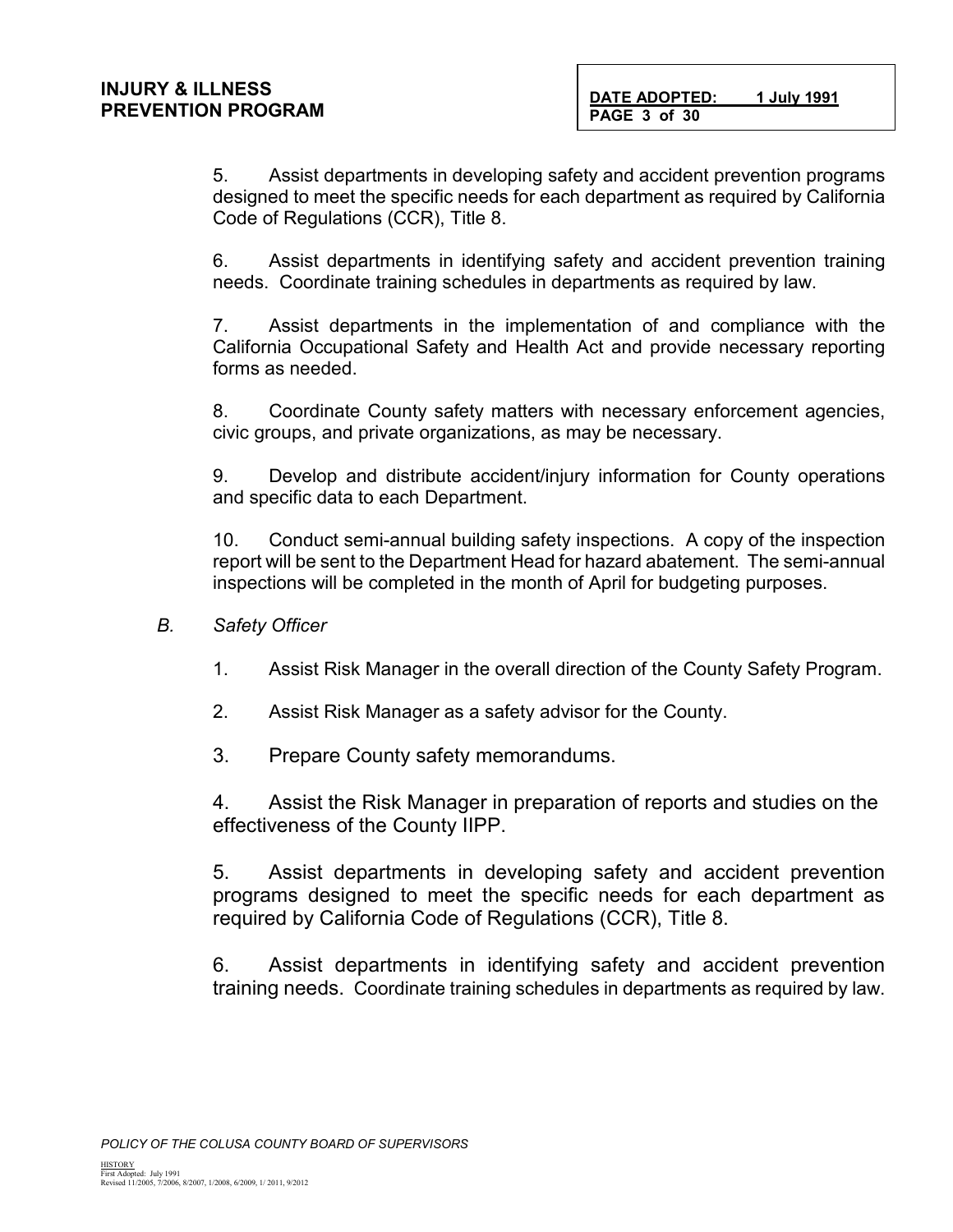5. Assist departments in developing safety and accident prevention programs designed to meet the specific needs for each department as required by California Code of Regulations (CCR), Title 8.

6. Assist departments in identifying safety and accident prevention training needs. Coordinate training schedules in departments as required by law.

7. Assist departments in the implementation of and compliance with the California Occupational Safety and Health Act and provide necessary reporting forms as needed.

8. Coordinate County safety matters with necessary enforcement agencies, civic groups, and private organizations, as may be necessary.

9. Develop and distribute accident/injury information for County operations and specific data to each Department.

10. Conduct semi-annual building safety inspections. A copy of the inspection report will be sent to the Department Head for hazard abatement. The semi-annual inspections will be completed in the month of April for budgeting purposes.

*B. Safety Officer*

1. Assist Risk Manager in the overall direction of the County Safety Program.

2. Assist Risk Manager as a safety advisor for the County.

3. Prepare County safety memorandums.

4. Assist the Risk Manager in preparation of reports and studies on the effectiveness of the County IIPP.

5. Assist departments in developing safety and accident prevention programs designed to meet the specific needs for each department as required by California Code of Regulations (CCR), Title 8.

6. Assist departments in identifying safety and accident prevention training needs. Coordinate training schedules in departments as required by law.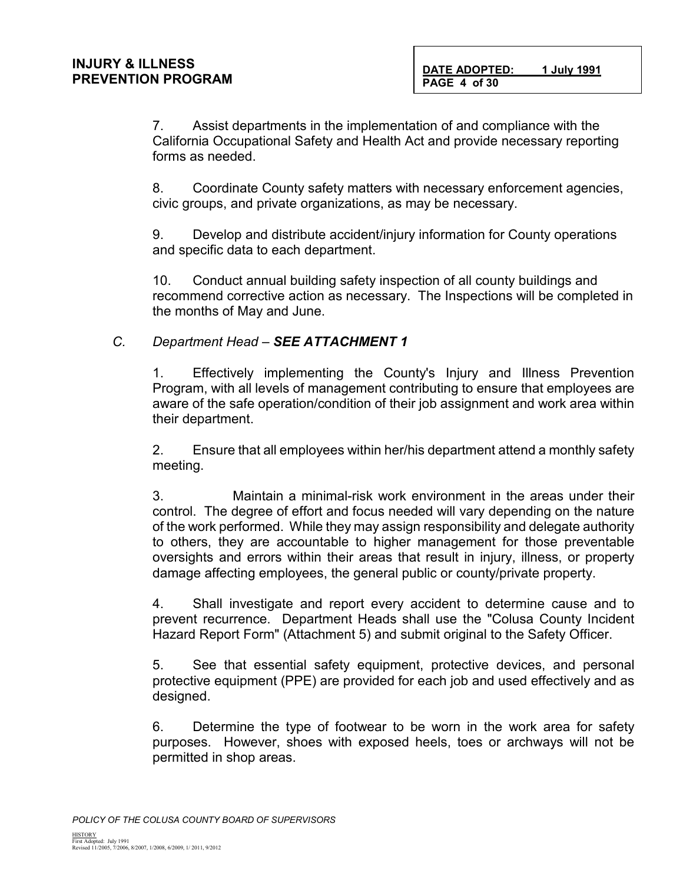7. Assist departments in the implementation of and compliance with the California Occupational Safety and Health Act and provide necessary reporting forms as needed.

8. Coordinate County safety matters with necessary enforcement agencies, civic groups, and private organizations, as may be necessary.

9. Develop and distribute accident/injury information for County operations and specific data to each department.

10. Conduct annual building safety inspection of all county buildings and recommend corrective action as necessary. The Inspections will be completed in the months of May and June.

*C. Department Head – **SEE ATTACHMENT 1***

1. Effectively implementing the County's Injury and Illness Prevention Program, with all levels of management contributing to ensure that employees are aware of the safe operation/condition of their job assignment and work area within their department.

2. Ensure that all employees within her/his department attend a monthly safety meeting.

3. Maintain a minimal-risk work environment in the areas under their control. The degree of effort and focus needed will vary depending on the nature of the work performed. While they may assign responsibility and delegate authority to others, they are accountable to higher management for those preventable oversights and errors within their areas that result in injury, illness, or property damage affecting employees, the general public or county/private property.

4. Shall investigate and report every accident to determine cause and to prevent recurrence. Department Heads shall use the "Colusa County Incident Hazard Report Form" (Attachment 5) and submit original to the Safety Officer.

5. See that essential safety equipment, protective devices, and personal protective equipment (PPE) are provided for each job and used effectively and as designed.

6. Determine the type of footwear to be worn in the work area for safety purposes. However, shoes with exposed heels, toes or archways will not be permitted in shop areas.

*POLICY OF THE COLUSA COUNTY BOARD OF SUPERVISORS*

HISTORY
First Adopted: July 1991
Revised 11/2005, 7/2006, 8/2007, 1/2008, 6/2009, 1/ 2011, 9/2012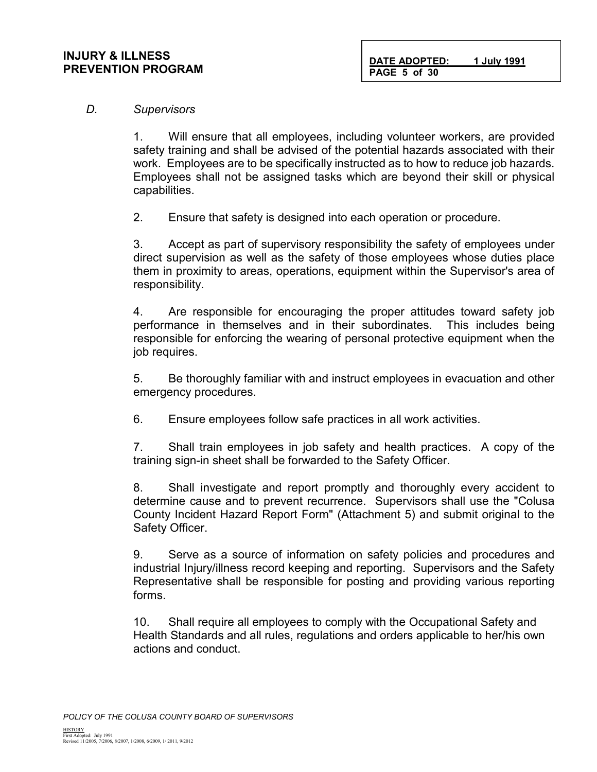*D. Supervisors*

1. Will ensure that all employees, including volunteer workers, are provided safety training and shall be advised of the potential hazards associated with their work. Employees are to be specifically instructed as to how to reduce job hazards. Employees shall not be assigned tasks which are beyond their skill or physical capabilities.

2. Ensure that safety is designed into each operation or procedure.

3. Accept as part of supervisory responsibility the safety of employees under direct supervision as well as the safety of those employees whose duties place them in proximity to areas, operations, equipment within the Supervisor's area of responsibility.

4. Are responsible for encouraging the proper attitudes toward safety job performance in themselves and in their subordinates. This includes being responsible for enforcing the wearing of personal protective equipment when the job requires.

5. Be thoroughly familiar with and instruct employees in evacuation and other emergency procedures.

6. Ensure employees follow safe practices in all work activities.

7. Shall train employees in job safety and health practices. A copy of the training sign-in sheet shall be forwarded to the Safety Officer.

8. Shall investigate and report promptly and thoroughly every accident to determine cause and to prevent recurrence. Supervisors shall use the "Colusa County Incident Hazard Report Form" (Attachment 5) and submit original to the Safety Officer.

9. Serve as a source of information on safety policies and procedures and industrial Injury/illness record keeping and reporting. Supervisors and the Safety Representative shall be responsible for posting and providing various reporting forms.

10. Shall require all employees to comply with the Occupational Safety and Health Standards and all rules, regulations and orders applicable to her/his own actions and conduct.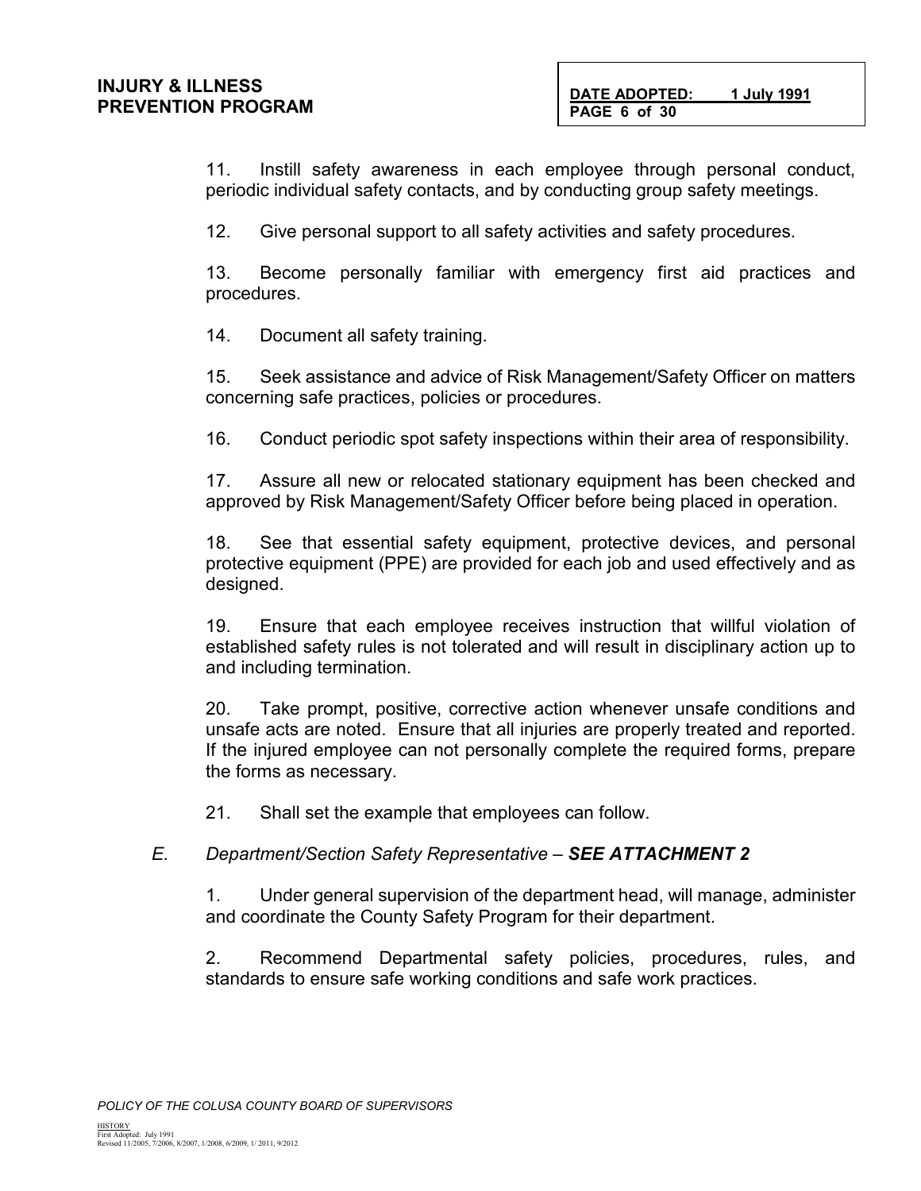11. Instill safety awareness in each employee through personal conduct, periodic individual safety contacts, and by conducting group safety meetings.

12. Give personal support to all safety activities and safety procedures.

13. Become personally familiar with emergency first aid practices and procedures.

14. Document all safety training.

15. Seek assistance and advice of Risk Management/Safety Officer on matters concerning safe practices, policies or procedures.

16. Conduct periodic spot safety inspections within their area of responsibility.

17. Assure all new or relocated stationary equipment has been checked and approved by Risk Management/Safety Officer before being placed in operation.

18. See that essential safety equipment, protective devices, and personal protective equipment (PPE) are provided for each job and used effectively and as designed.

19. Ensure that each employee receives instruction that willful violation of established safety rules is not tolerated and will result in disciplinary action up to and including termination.

20. Take prompt, positive, corrective action whenever unsafe conditions and unsafe acts are noted. Ensure that all injuries are properly treated and reported. If the injured employee can not personally complete the required forms, prepare the forms as necessary.

21. Shall set the example that employees can follow.

*E. Department/Section Safety Representative – **SEE ATTACHMENT 2***

1. Under general supervision of the department head, will manage, administer and coordinate the County Safety Program for their department.

2. Recommend Departmental safety policies, procedures, rules, and standards to ensure safe working conditions and safe work practices.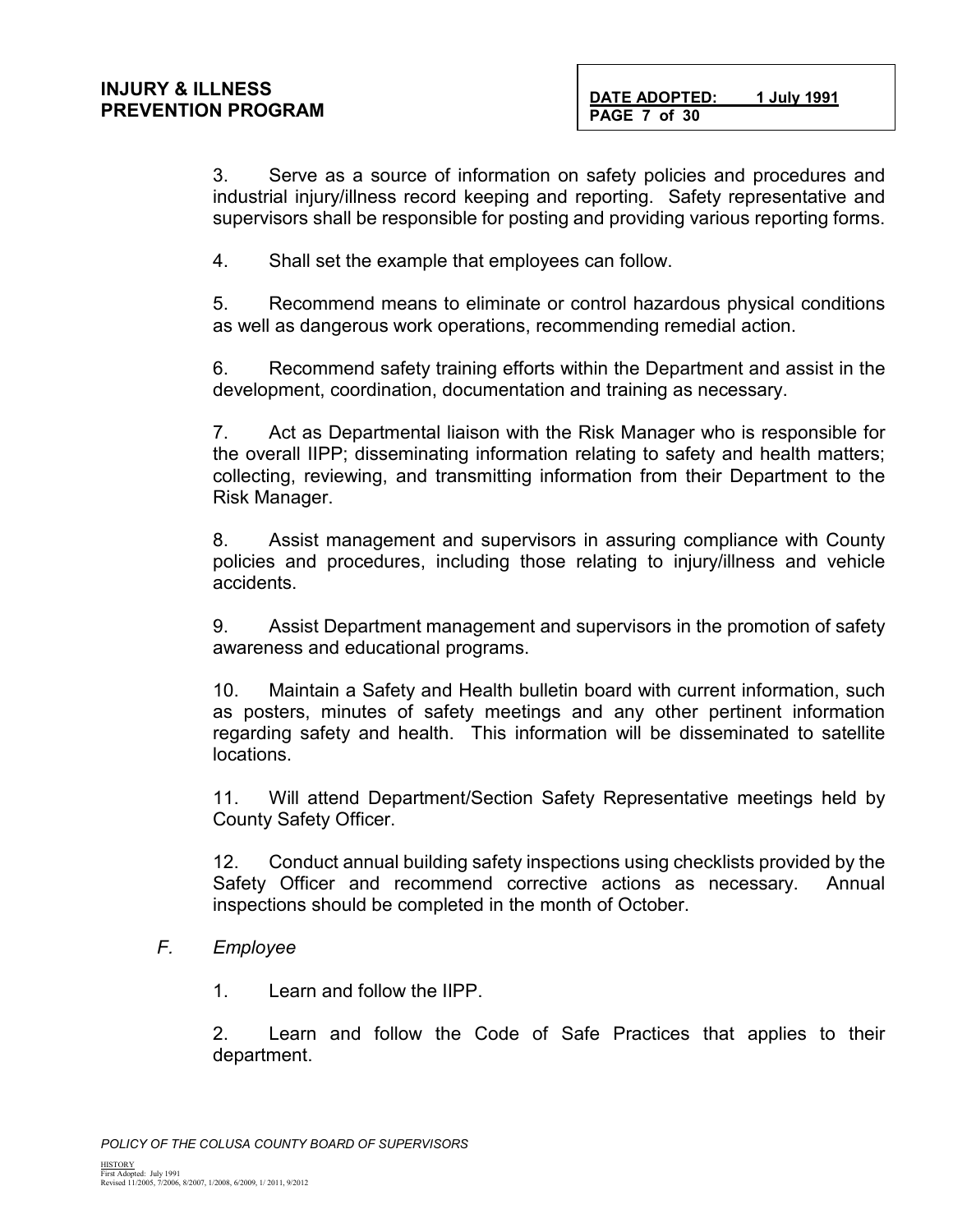3. Serve as a source of information on safety policies and procedures and industrial injury/illness record keeping and reporting. Safety representative and supervisors shall be responsible for posting and providing various reporting forms.

4. Shall set the example that employees can follow.

5. Recommend means to eliminate or control hazardous physical conditions as well as dangerous work operations, recommending remedial action.

6. Recommend safety training efforts within the Department and assist in the development, coordination, documentation and training as necessary.

7. Act as Departmental liaison with the Risk Manager who is responsible for the overall IIPP; disseminating information relating to safety and health matters; collecting, reviewing, and transmitting information from their Department to the Risk Manager.

8. Assist management and supervisors in assuring compliance with County policies and procedures, including those relating to injury/illness and vehicle accidents.

9. Assist Department management and supervisors in the promotion of safety awareness and educational programs.

10. Maintain a Safety and Health bulletin board with current information, such as posters, minutes of safety meetings and any other pertinent information regarding safety and health. This information will be disseminated to satellite locations.

11. Will attend Department/Section Safety Representative meetings held by County Safety Officer.

12. Conduct annual building safety inspections using checklists provided by the Safety Officer and recommend corrective actions as necessary. Annual inspections should be completed in the month of October.

*F. Employee*

1. Learn and follow the IIPP.

2. Learn and follow the Code of Safe Practices that applies to their department.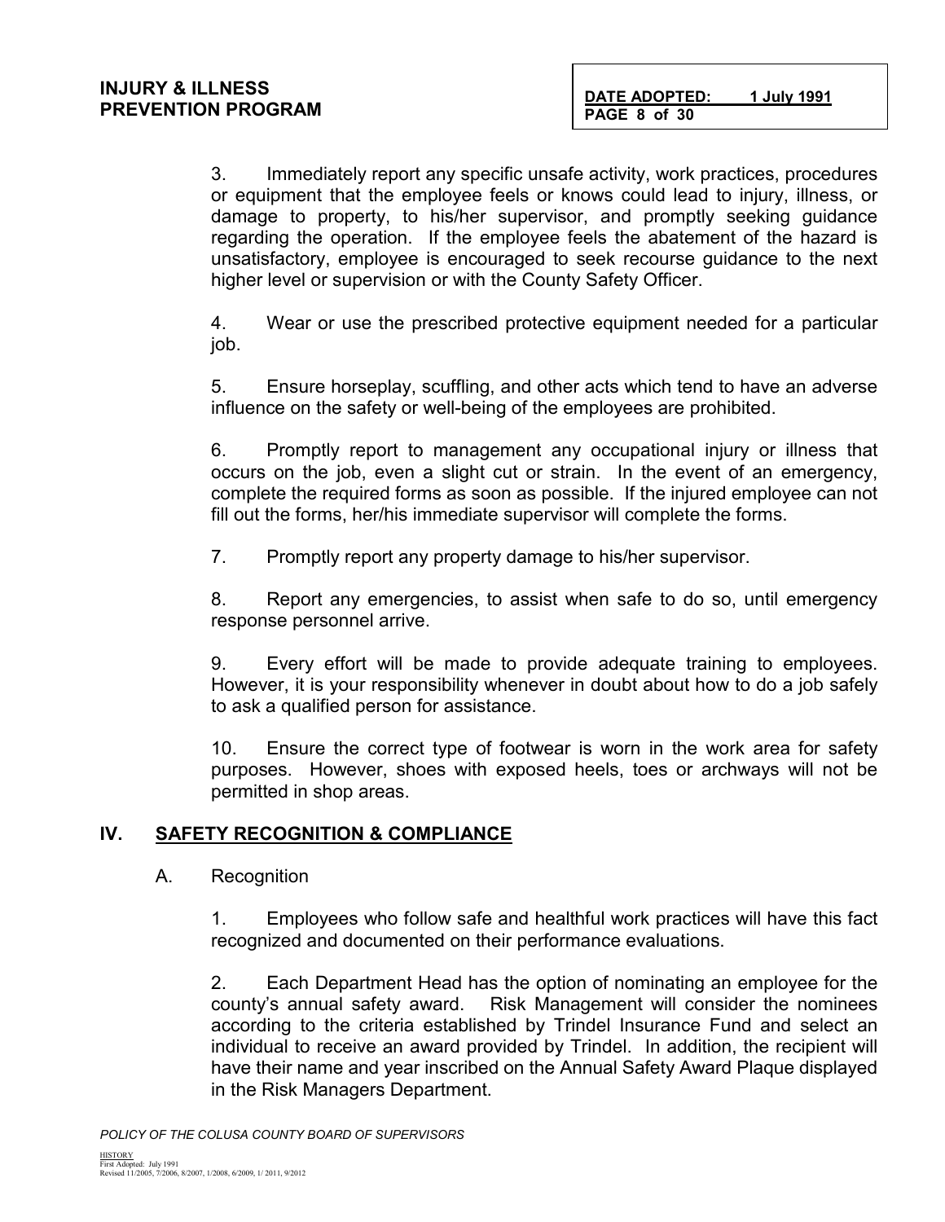3. Immediately report any specific unsafe activity, work practices, procedures or equipment that the employee feels or knows could lead to injury, illness, or damage to property, to his/her supervisor, and promptly seeking guidance regarding the operation. If the employee feels the abatement of the hazard is unsatisfactory, employee is encouraged to seek recourse guidance to the next higher level or supervision or with the County Safety Officer.

4. Wear or use the prescribed protective equipment needed for a particular job.

5. Ensure horseplay, scuffling, and other acts which tend to have an adverse influence on the safety or well-being of the employees are prohibited.

6. Promptly report to management any occupational injury or illness that occurs on the job, even a slight cut or strain. In the event of an emergency, complete the required forms as soon as possible. If the injured employee can not fill out the forms, her/his immediate supervisor will complete the forms.

7. Promptly report any property damage to his/her supervisor.

8. Report any emergencies, to assist when safe to do so, until emergency response personnel arrive.

9. Every effort will be made to provide adequate training to employees. However, it is your responsibility whenever in doubt about how to do a job safely to ask a qualified person for assistance.

10. Ensure the correct type of footwear is worn in the work area for safety purposes. However, shoes with exposed heels, toes or archways will not be permitted in shop areas.

## IV. SAFETY RECOGNITION & COMPLIANCE

A. Recognition

1. Employees who follow safe and healthful work practices will have this fact recognized and documented on their performance evaluations.

2. Each Department Head has the option of nominating an employee for the county's annual safety award. Risk Management will consider the nominees according to the criteria established by Trindel Insurance Fund and select an individual to receive an award provided by Trindel. In addition, the recipient will have their name and year inscribed on the Annual Safety Award Plaque displayed in the Risk Managers Department.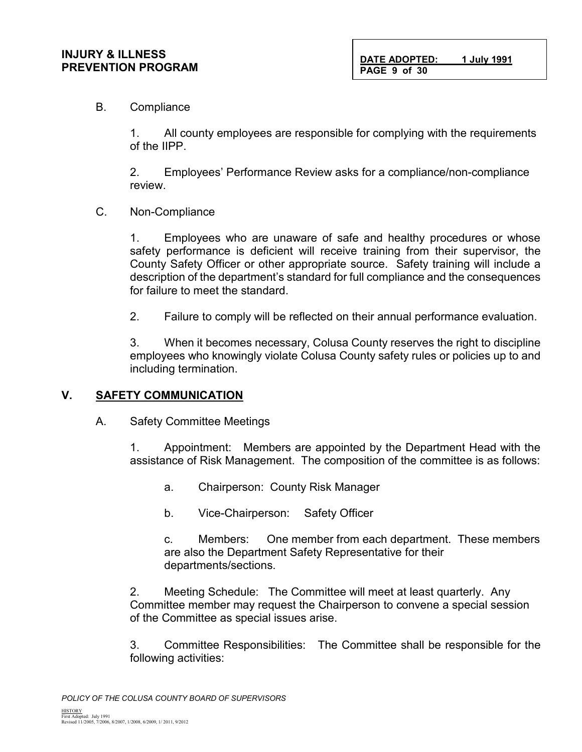B. Compliance

1. All county employees are responsible for complying with the requirements of the IIPP.

2. Employees' Performance Review asks for a compliance/non-compliance review.

C. Non-Compliance

1. Employees who are unaware of safe and healthy procedures or whose safety performance is deficient will receive training from their supervisor, the County Safety Officer or other appropriate source. Safety training will include a description of the department's standard for full compliance and the consequences for failure to meet the standard.

2. Failure to comply will be reflected on their annual performance evaluation.

3. When it becomes necessary, Colusa County reserves the right to discipline employees who knowingly violate Colusa County safety rules or policies up to and including termination.

## V. SAFETY COMMUNICATION

A. Safety Committee Meetings

1. Appointment: Members are appointed by the Department Head with the assistance of Risk Management. The composition of the committee is as follows:

a. Chairperson: County Risk Manager

b. Vice-Chairperson: Safety Officer

c. Members: One member from each department. These members are also the Department Safety Representative for their departments/sections.

2. Meeting Schedule: The Committee will meet at least quarterly. Any Committee member may request the Chairperson to convene a special session of the Committee as special issues arise.

3. Committee Responsibilities: The Committee shall be responsible for the following activities: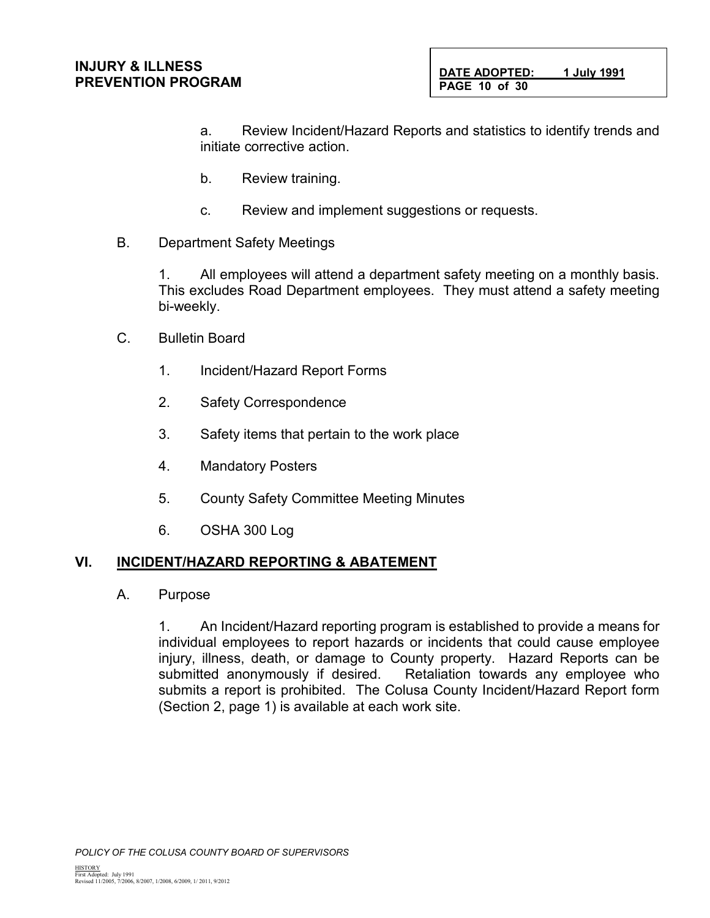a. Review Incident/Hazard Reports and statistics to identify trends and initiate corrective action.

b. Review training.

c. Review and implement suggestions or requests.

B. Department Safety Meetings

1. All employees will attend a department safety meeting on a monthly basis. This excludes Road Department employees. They must attend a safety meeting bi-weekly.

C. Bulletin Board

1. Incident/Hazard Report Forms

2. Safety Correspondence

3. Safety items that pertain to the work place

4. Mandatory Posters

5. County Safety Committee Meeting Minutes

6. OSHA 300 Log

## VI. INCIDENT/HAZARD REPORTING & ABATEMENT

A. Purpose

1. An Incident/Hazard reporting program is established to provide a means for individual employees to report hazards or incidents that could cause employee injury, illness, death, or damage to County property. Hazard Reports can be submitted anonymously if desired. Retaliation towards any employee who submits a report is prohibited. The Colusa County Incident/Hazard Report form (Section 2, page 1) is available at each work site.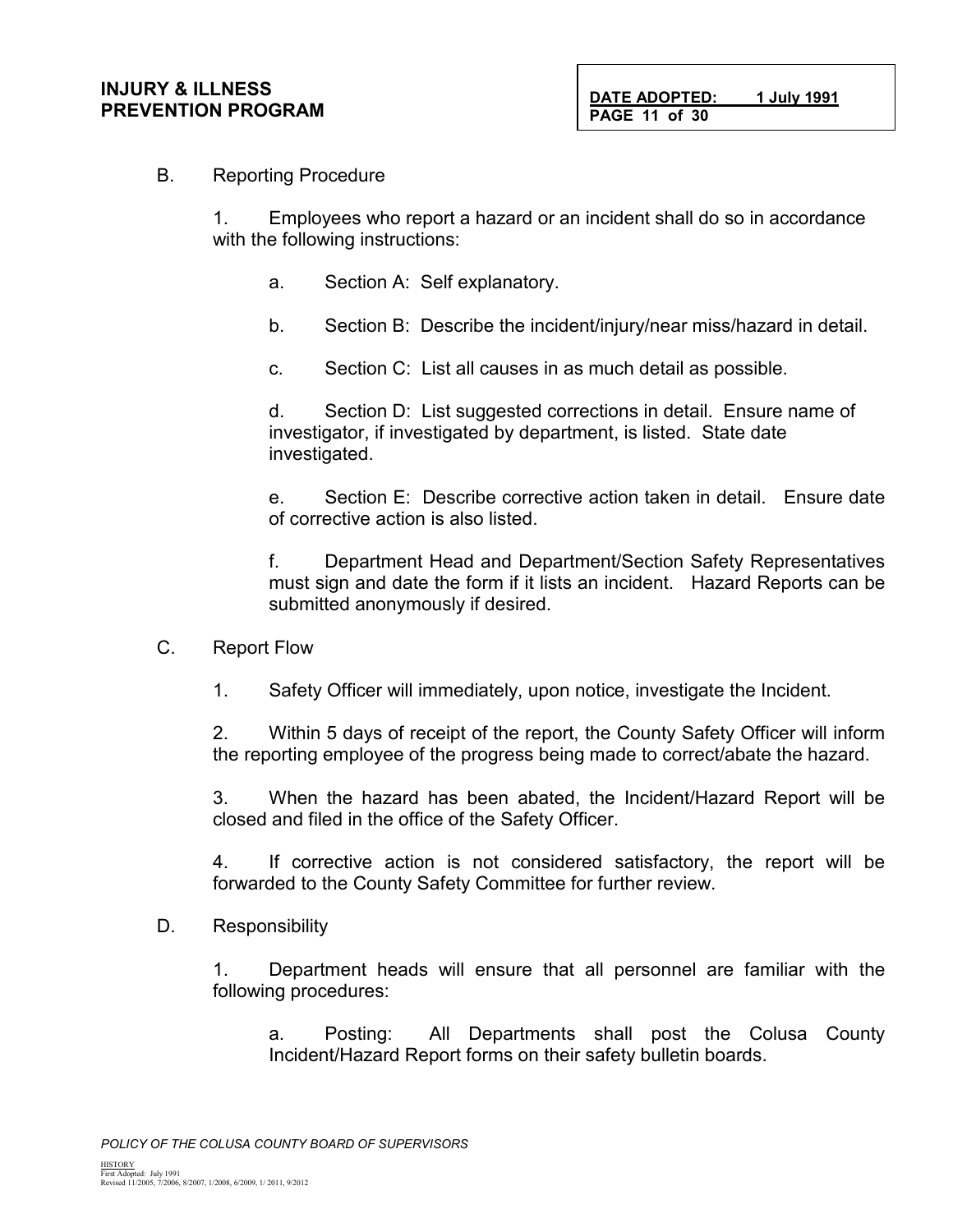B. Reporting Procedure

1. Employees who report a hazard or an incident shall do so in accordance with the following instructions:

a. Section A: Self explanatory.

b. Section B: Describe the incident/injury/near miss/hazard in detail.

c. Section C: List all causes in as much detail as possible.

d. Section D: List suggested corrections in detail. Ensure name of investigator, if investigated by department, is listed. State date investigated.

e. Section E: Describe corrective action taken in detail. Ensure date of corrective action is also listed.

f. Department Head and Department/Section Safety Representatives must sign and date the form if it lists an incident. Hazard Reports can be submitted anonymously if desired.

C. Report Flow

1. Safety Officer will immediately, upon notice, investigate the Incident.

2. Within 5 days of receipt of the report, the County Safety Officer will inform the reporting employee of the progress being made to correct/abate the hazard.

3. When the hazard has been abated, the Incident/Hazard Report will be closed and filed in the office of the Safety Officer.

4. If corrective action is not considered satisfactory, the report will be forwarded to the County Safety Committee for further review.

D. Responsibility

1. Department heads will ensure that all personnel are familiar with the following procedures:

a. Posting: All Departments shall post the Colusa County Incident/Hazard Report forms on their safety bulletin boards.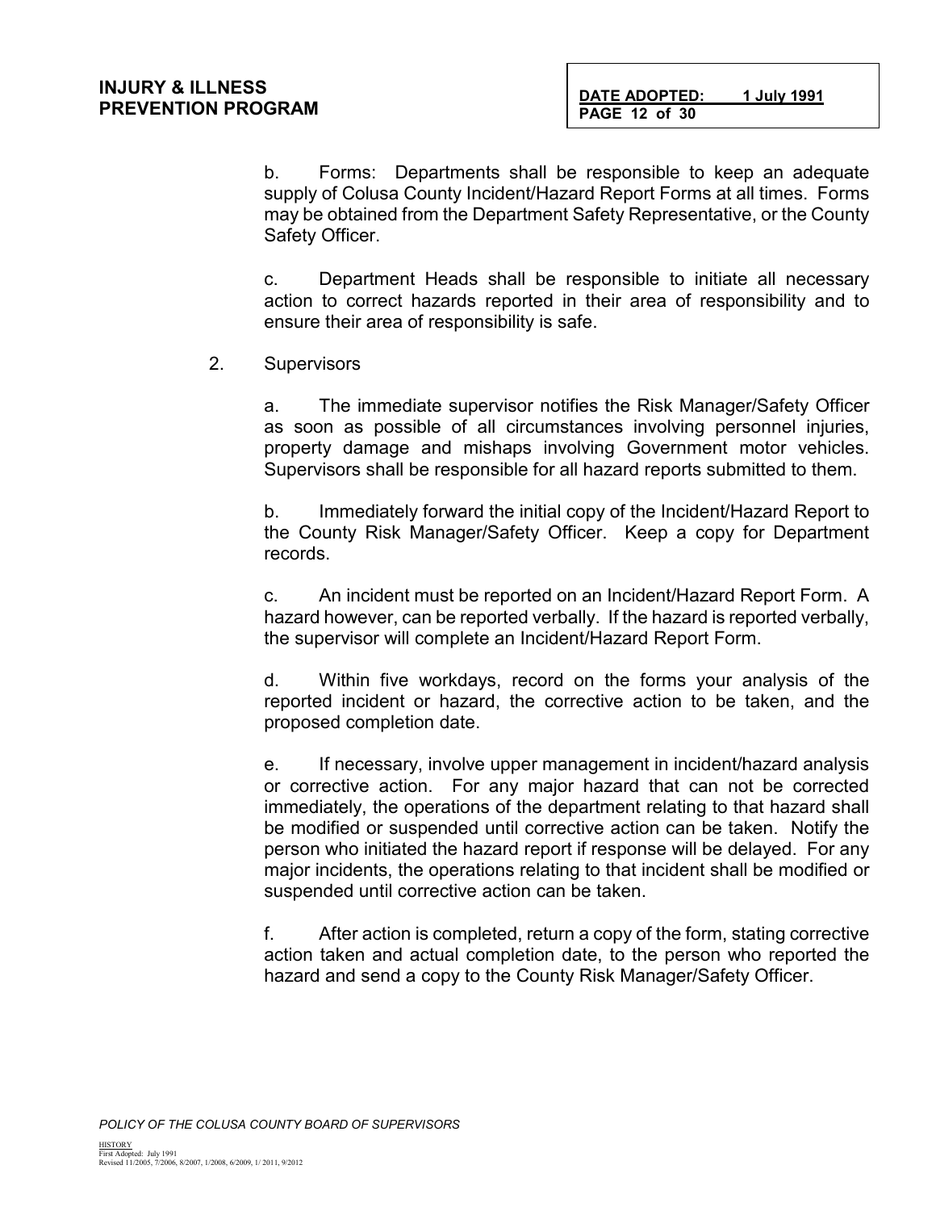b. Forms: Departments shall be responsible to keep an adequate supply of Colusa County Incident/Hazard Report Forms at all times. Forms may be obtained from the Department Safety Representative, or the County Safety Officer.

c. Department Heads shall be responsible to initiate all necessary action to correct hazards reported in their area of responsibility and to ensure their area of responsibility is safe.

2. Supervisors

a. The immediate supervisor notifies the Risk Manager/Safety Officer as soon as possible of all circumstances involving personnel injuries, property damage and mishaps involving Government motor vehicles. Supervisors shall be responsible for all hazard reports submitted to them.

b. Immediately forward the initial copy of the Incident/Hazard Report to the County Risk Manager/Safety Officer. Keep a copy for Department records.

c. An incident must be reported on an Incident/Hazard Report Form. A hazard however, can be reported verbally. If the hazard is reported verbally, the supervisor will complete an Incident/Hazard Report Form.

d. Within five workdays, record on the forms your analysis of the reported incident or hazard, the corrective action to be taken, and the proposed completion date.

e. If necessary, involve upper management in incident/hazard analysis or corrective action. For any major hazard that can not be corrected immediately, the operations of the department relating to that hazard shall be modified or suspended until corrective action can be taken. Notify the person who initiated the hazard report if response will be delayed. For any major incidents, the operations relating to that incident shall be modified or suspended until corrective action can be taken.

f. After action is completed, return a copy of the form, stating corrective action taken and actual completion date, to the person who reported the hazard and send a copy to the County Risk Manager/Safety Officer.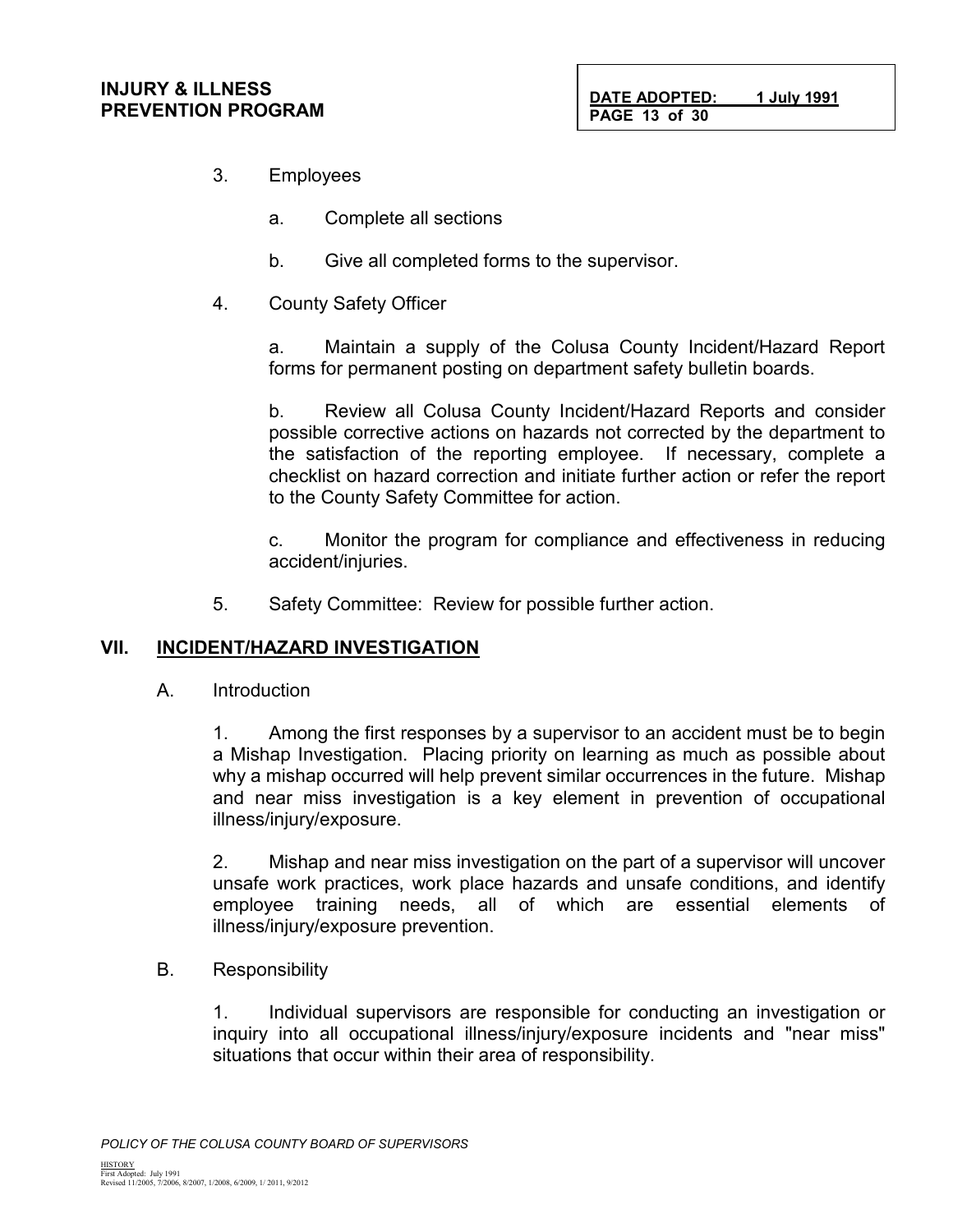3. Employees

    a. Complete all sections

    b. Give all completed forms to the supervisor.

4. County Safety Officer

    a. Maintain a supply of the Colusa County Incident/Hazard Report forms for permanent posting on department safety bulletin boards.

    b. Review all Colusa County Incident/Hazard Reports and consider possible corrective actions on hazards not corrected by the department to the satisfaction of the reporting employee. If necessary, complete a checklist on hazard correction and initiate further action or refer the report to the County Safety Committee for action.

    c. Monitor the program for compliance and effectiveness in reducing accident/injuries.

5. Safety Committee: Review for possible further action.

## VII. INCIDENT/HAZARD INVESTIGATION

A. Introduction

1. Among the first responses by a supervisor to an accident must be to begin a Mishap Investigation. Placing priority on learning as much as possible about why a mishap occurred will help prevent similar occurrences in the future. Mishap and near miss investigation is a key element in prevention of occupational illness/injury/exposure.

2. Mishap and near miss investigation on the part of a supervisor will uncover unsafe work practices, work place hazards and unsafe conditions, and identify employee training needs, all of which are essential elements of illness/injury/exposure prevention.

B. Responsibility

1. Individual supervisors are responsible for conducting an investigation or inquiry into all occupational illness/injury/exposure incidents and "near miss" situations that occur within their area of responsibility.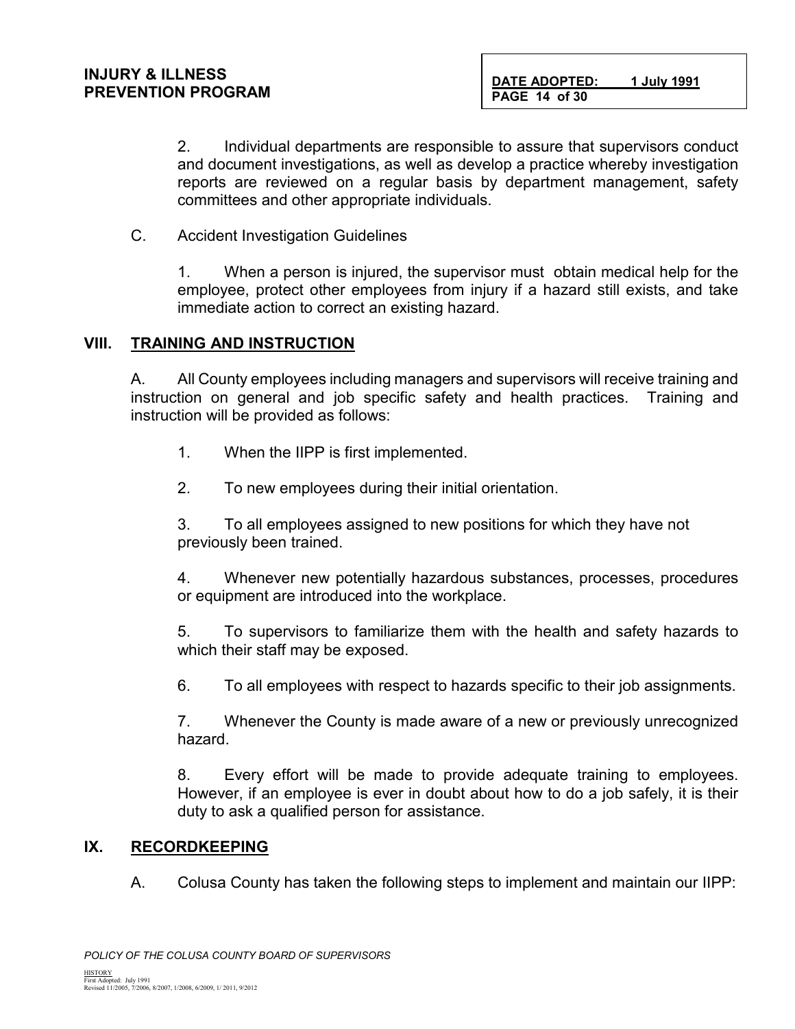2. Individual departments are responsible to assure that supervisors conduct and document investigations, as well as develop a practice whereby investigation reports are reviewed on a regular basis by department management, safety committees and other appropriate individuals.

C. Accident Investigation Guidelines

1. When a person is injured, the supervisor must obtain medical help for the employee, protect other employees from injury if a hazard still exists, and take immediate action to correct an existing hazard.

## VIII. TRAINING AND INSTRUCTION

A. All County employees including managers and supervisors will receive training and instruction on general and job specific safety and health practices. Training and instruction will be provided as follows:

1. When the IIPP is first implemented.

2. To new employees during their initial orientation.

3. To all employees assigned to new positions for which they have not previously been trained.

4. Whenever new potentially hazardous substances, processes, procedures or equipment are introduced into the workplace.

5. To supervisors to familiarize them with the health and safety hazards to which their staff may be exposed.

6. To all employees with respect to hazards specific to their job assignments.

7. Whenever the County is made aware of a new or previously unrecognized hazard.

8. Every effort will be made to provide adequate training to employees. However, if an employee is ever in doubt about how to do a job safely, it is their duty to ask a qualified person for assistance.

## IX. RECORDKEEPING

A. Colusa County has taken the following steps to implement and maintain our IIPP: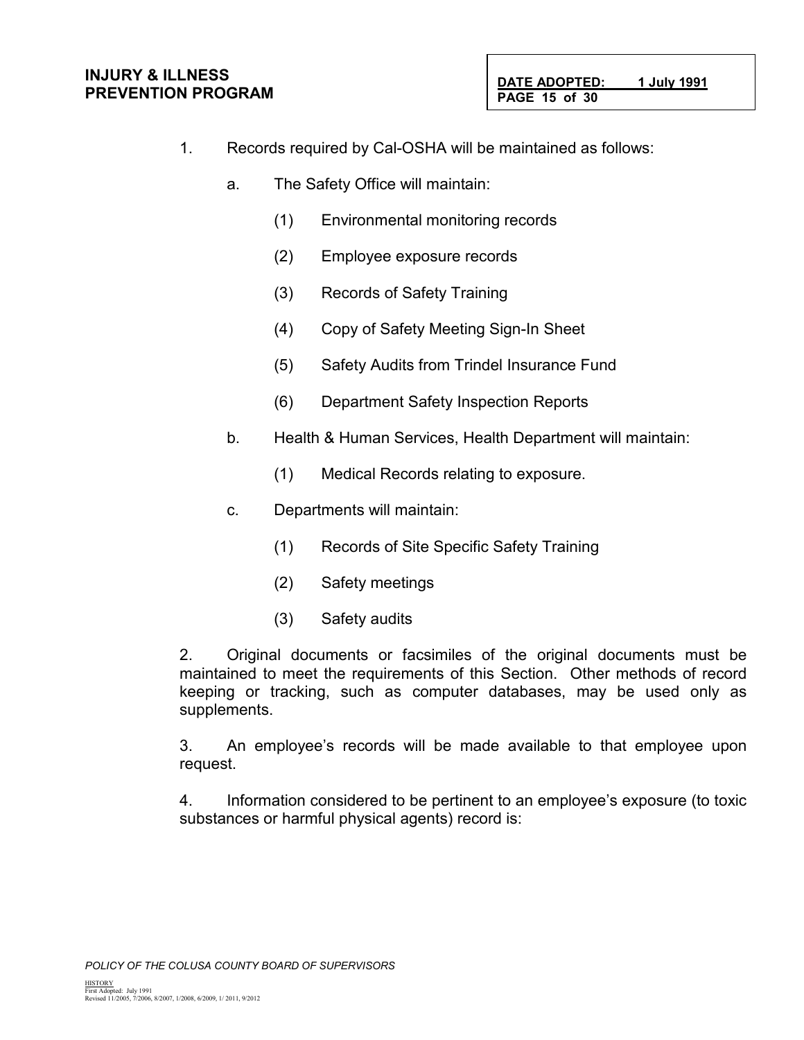1. Records required by Cal-OSHA will be maintained as follows:

   a. The Safety Office will maintain:

      (1) Environmental monitoring records

      (2) Employee exposure records

      (3) Records of Safety Training

      (4) Copy of Safety Meeting Sign-In Sheet

      (5) Safety Audits from Trindel Insurance Fund

      (6) Department Safety Inspection Reports

   b. Health & Human Services, Health Department will maintain:

      (1) Medical Records relating to exposure.

   c. Departments will maintain:

      (1) Records of Site Specific Safety Training

      (2) Safety meetings

      (3) Safety audits

2. Original documents or facsimiles of the original documents must be maintained to meet the requirements of this Section. Other methods of record keeping or tracking, such as computer databases, may be used only as supplements.

3. An employee's records will be made available to that employee upon request.

4. Information considered to be pertinent to an employee's exposure (to toxic substances or harmful physical agents) record is: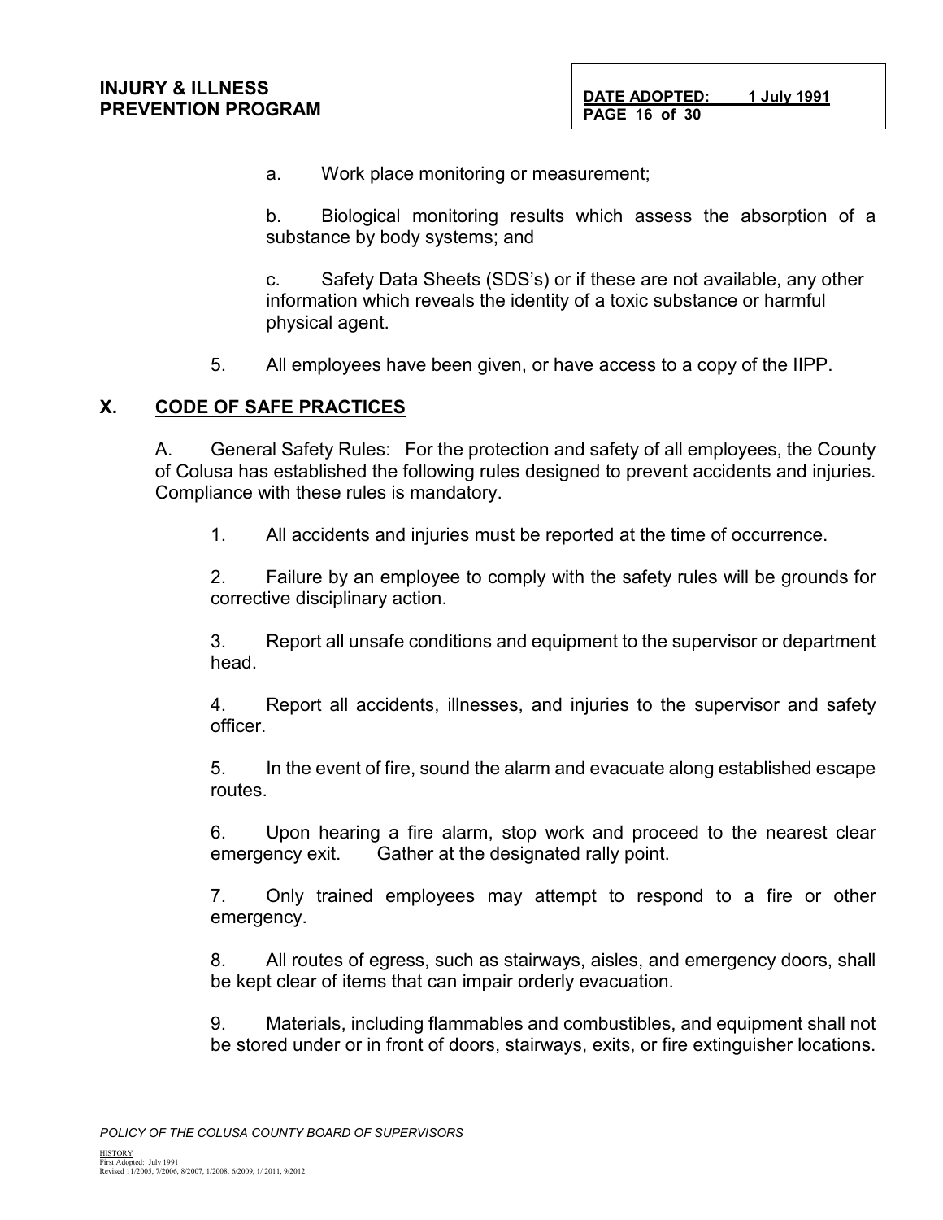a. Work place monitoring or measurement;

b. Biological monitoring results which assess the absorption of a substance by body systems; and

c. Safety Data Sheets (SDS's) or if these are not available, any other information which reveals the identity of a toxic substance or harmful physical agent.

5. All employees have been given, or have access to a copy of the IIPP.

## X. CODE OF SAFE PRACTICES

A. General Safety Rules: For the protection and safety of all employees, the County of Colusa has established the following rules designed to prevent accidents and injuries. Compliance with these rules is mandatory.

1. All accidents and injuries must be reported at the time of occurrence.

2. Failure by an employee to comply with the safety rules will be grounds for corrective disciplinary action.

3. Report all unsafe conditions and equipment to the supervisor or department head.

4. Report all accidents, illnesses, and injuries to the supervisor and safety officer.

5. In the event of fire, sound the alarm and evacuate along established escape routes.

6. Upon hearing a fire alarm, stop work and proceed to the nearest clear emergency exit. Gather at the designated rally point.

7. Only trained employees may attempt to respond to a fire or other emergency.

8. All routes of egress, such as stairways, aisles, and emergency doors, shall be kept clear of items that can impair orderly evacuation.

9. Materials, including flammables and combustibles, and equipment shall not be stored under or in front of doors, stairways, exits, or fire extinguisher locations.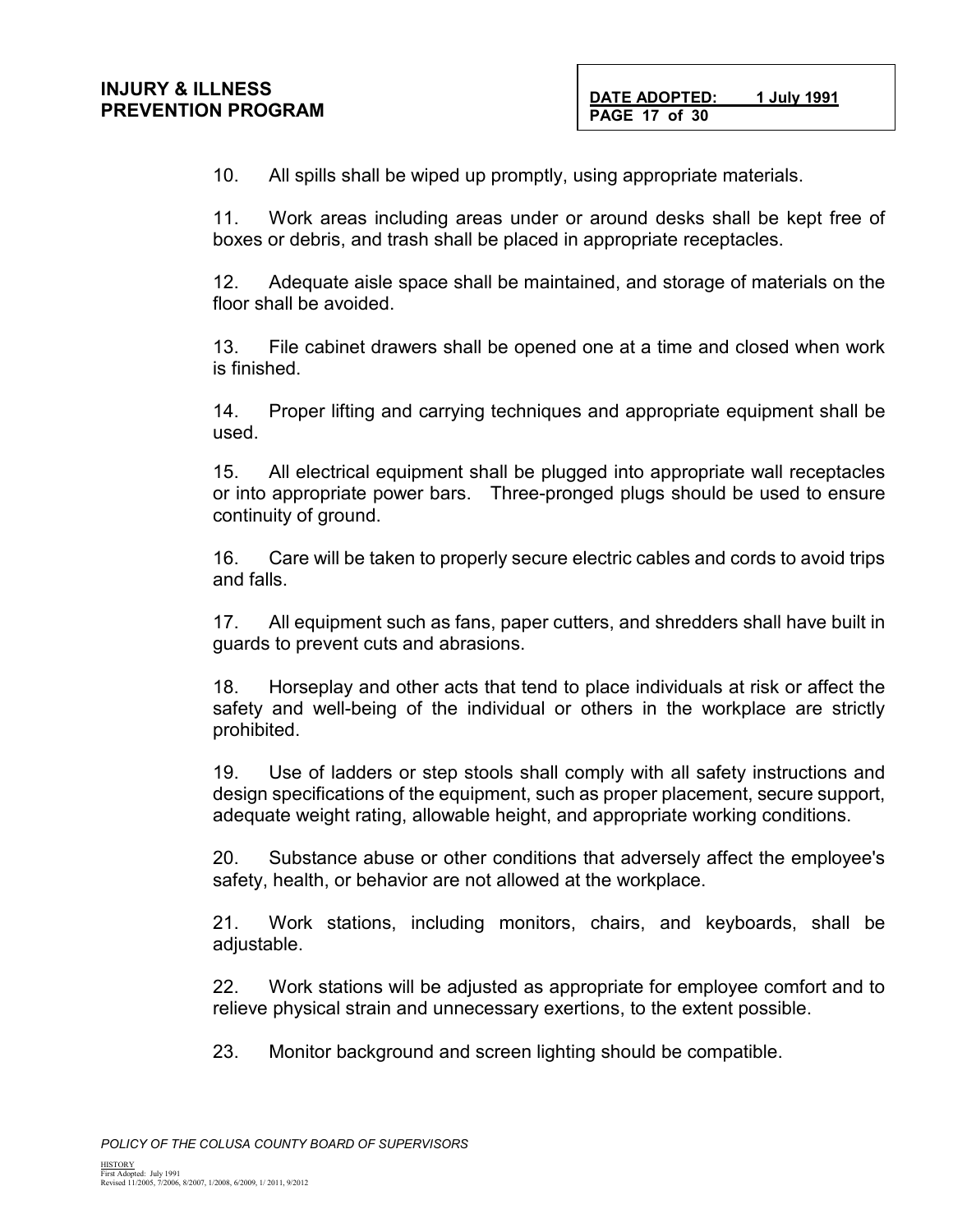10. All spills shall be wiped up promptly, using appropriate materials.

11. Work areas including areas under or around desks shall be kept free of boxes or debris, and trash shall be placed in appropriate receptacles.

12. Adequate aisle space shall be maintained, and storage of materials on the floor shall be avoided.

13. File cabinet drawers shall be opened one at a time and closed when work is finished.

14. Proper lifting and carrying techniques and appropriate equipment shall be used.

15. All electrical equipment shall be plugged into appropriate wall receptacles or into appropriate power bars. Three-pronged plugs should be used to ensure continuity of ground.

16. Care will be taken to properly secure electric cables and cords to avoid trips and falls.

17. All equipment such as fans, paper cutters, and shredders shall have built in guards to prevent cuts and abrasions.

18. Horseplay and other acts that tend to place individuals at risk or affect the safety and well-being of the individual or others in the workplace are strictly prohibited.

19. Use of ladders or step stools shall comply with all safety instructions and design specifications of the equipment, such as proper placement, secure support, adequate weight rating, allowable height, and appropriate working conditions.

20. Substance abuse or other conditions that adversely affect the employee's safety, health, or behavior are not allowed at the workplace.

21. Work stations, including monitors, chairs, and keyboards, shall be adjustable.

22. Work stations will be adjusted as appropriate for employee comfort and to relieve physical strain and unnecessary exertions, to the extent possible.

23. Monitor background and screen lighting should be compatible.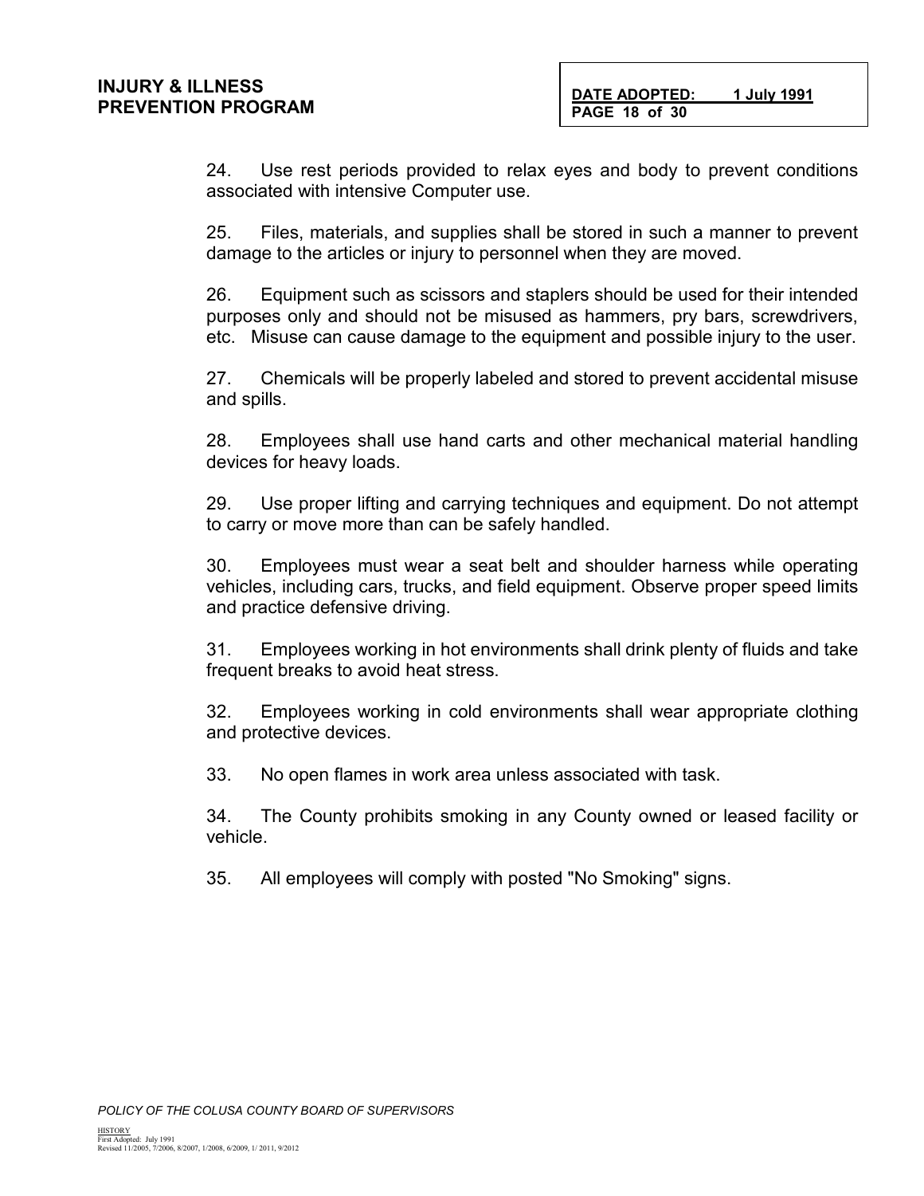24. Use rest periods provided to relax eyes and body to prevent conditions associated with intensive Computer use.

25. Files, materials, and supplies shall be stored in such a manner to prevent damage to the articles or injury to personnel when they are moved.

26. Equipment such as scissors and staplers should be used for their intended purposes only and should not be misused as hammers, pry bars, screwdrivers, etc. Misuse can cause damage to the equipment and possible injury to the user.

27. Chemicals will be properly labeled and stored to prevent accidental misuse and spills.

28. Employees shall use hand carts and other mechanical material handling devices for heavy loads.

29. Use proper lifting and carrying techniques and equipment. Do not attempt to carry or move more than can be safely handled.

30. Employees must wear a seat belt and shoulder harness while operating vehicles, including cars, trucks, and field equipment. Observe proper speed limits and practice defensive driving.

31. Employees working in hot environments shall drink plenty of fluids and take frequent breaks to avoid heat stress.

32. Employees working in cold environments shall wear appropriate clothing and protective devices.

33. No open flames in work area unless associated with task.

34. The County prohibits smoking in any County owned or leased facility or vehicle.

35. All employees will comply with posted "No Smoking" signs.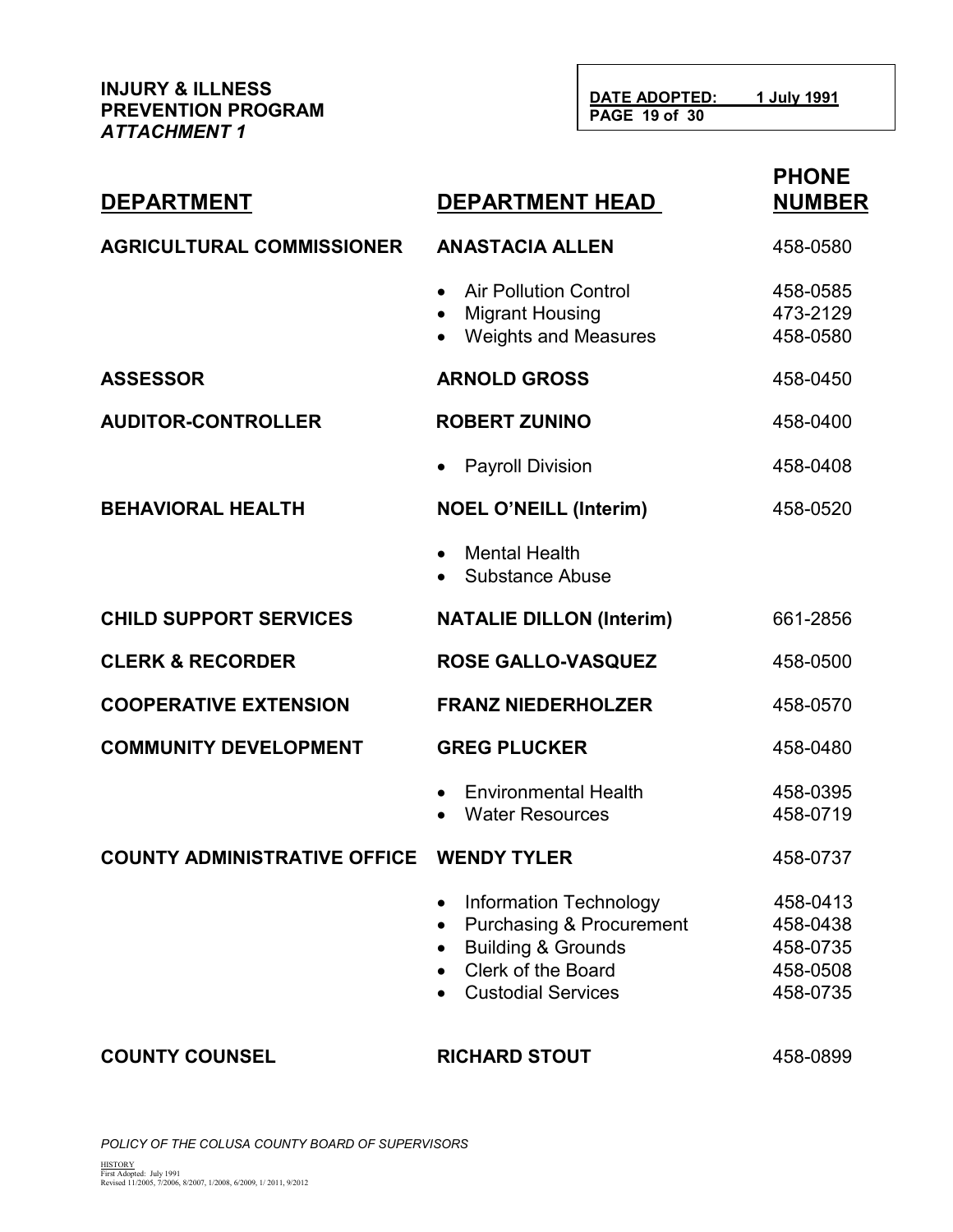| DEPARTMENT | DEPARTMENT HEAD | PHONE NUMBER |
|---|---|---|
| **AGRICULTURAL COMMISSIONER** | **ANASTACIA ALLEN** | 458-0580 |
| | • Air Pollution Control | 458-0585 |
| | • Migrant Housing | 473-2129 |
| | • Weights and Measures | 458-0580 |
| **ASSESSOR** | **ARNOLD GROSS** | 458-0450 |
| **AUDITOR-CONTROLLER** | **ROBERT ZUNINO** | 458-0400 |
| | • Payroll Division | 458-0408 |
| **BEHAVIORAL HEALTH** | **NOEL O'NEILL (Interim)** | 458-0520 |
| | • Mental Health | |
| | • Substance Abuse | |
| **CHILD SUPPORT SERVICES** | **NATALIE DILLON (Interim)** | 661-2856 |
| **CLERK & RECORDER** | **ROSE GALLO-VASQUEZ** | 458-0500 |
| **COOPERATIVE EXTENSION** | **FRANZ NIEDERHOLZER** | 458-0570 |
| **COMMUNITY DEVELOPMENT** | **GREG PLUCKER** | 458-0480 |
| | • Environmental Health | 458-0395 |
| | • Water Resources | 458-0719 |
| **COUNTY ADMINISTRATIVE OFFICE** | **WENDY TYLER** | 458-0737 |
| | • Information Technology | 458-0413 |
| | • Purchasing & Procurement | 458-0438 |
| | • Building & Grounds | 458-0735 |
| | • Clerk of the Board | 458-0508 |
| | • Custodial Services | 458-0735 |
| **COUNTY COUNSEL** | **RICHARD STOUT** | 458-0899 |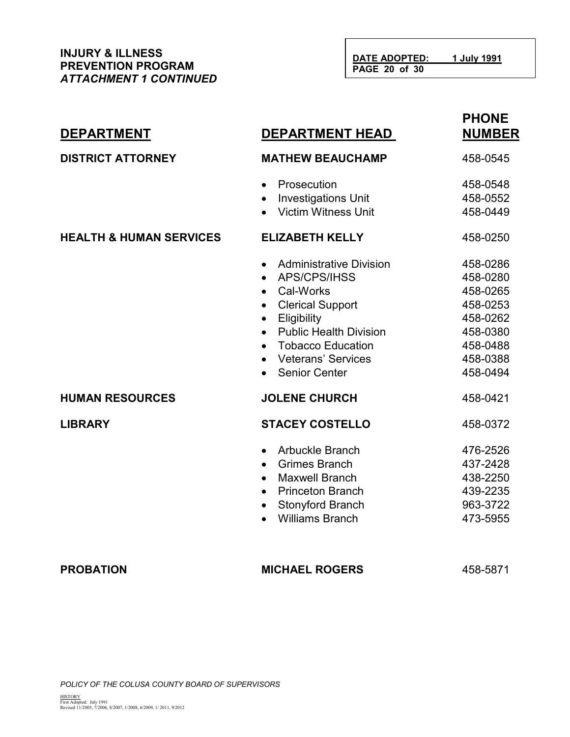**INJURY & ILLNESS PREVENTION PROGRAM**
***ATTACHMENT 1 CONTINUED***

**DATE ADOPTED: 1 July 1991**

| DEPARTMENT | DEPARTMENT HEAD | PHONE NUMBER |
|---|---|---|
| **DISTRICT ATTORNEY** | **MATHEW BEAUCHAMP** | 458-0545 |
| | • Prosecution | 458-0548 |
| | • Investigations Unit | 458-0552 |
| | • Victim Witness Unit | 458-0449 |
| **HEALTH & HUMAN SERVICES** | **ELIZABETH KELLY** | 458-0250 |
| | • Administrative Division | 458-0286 |
| | • APS/CPS/IHSS | 458-0280 |
| | • Cal-Works | 458-0265 |
| | • Clerical Support | 458-0253 |
| | • Eligibility | 458-0262 |
| | • Public Health Division | 458-0380 |
| | • Tobacco Education | 458-0488 |
| | • Veterans' Services | 458-0388 |
| | • Senior Center | 458-0494 |
| **HUMAN RESOURCES** | **JOLENE CHURCH** | 458-0421 |
| **LIBRARY** | **STACEY COSTELLO** | 458-0372 |
| | • Arbuckle Branch | 476-2526 |
| | • Grimes Branch | 437-2428 |
| | • Maxwell Branch | 438-2250 |
| | • Princeton Branch | 439-2235 |
| | • Stonyford Branch | 963-3722 |
| | • Williams Branch | 473-5955 |
| **PROBATION** | **MICHAEL ROGERS** | 458-5871 |

*POLICY OF THE COLUSA COUNTY BOARD OF SUPERVISORS*

HISTORY
First Adopted: July 1991
Revised 11/2005, 7/2006, 8/2007, 1/2008, 6/2009, 1/ 2011, 9/2012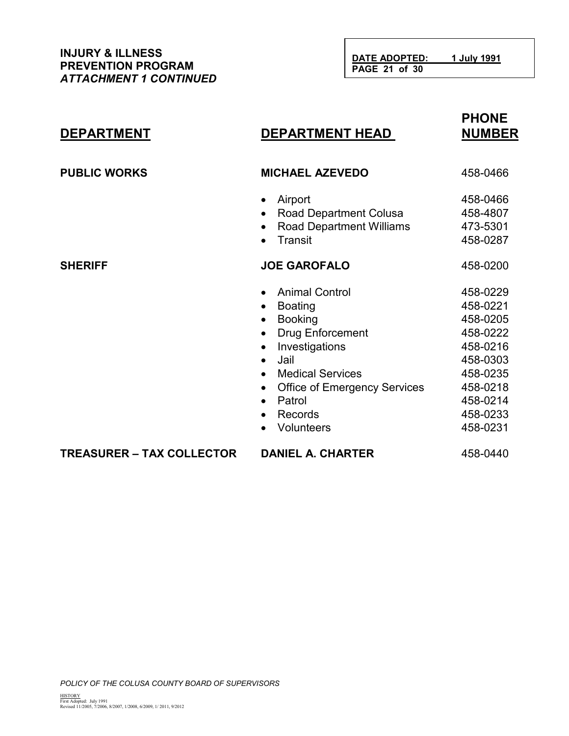| DEPARTMENT | DEPARTMENT HEAD | PHONE NUMBER |
|---|---|---|
| **PUBLIC WORKS** | **MICHAEL AZEVEDO** | 458-0466 |
| | • Airport | 458-0466 |
| | • Road Department Colusa | 458-4807 |
| | • Road Department Williams | 473-5301 |
| | • Transit | 458-0287 |
| **SHERIFF** | **JOE GAROFALO** | 458-0200 |
| | • Animal Control | 458-0229 |
| | • Boating | 458-0221 |
| | • Booking | 458-0205 |
| | • Drug Enforcement | 458-0222 |
| | • Investigations | 458-0216 |
| | • Jail | 458-0303 |
| | • Medical Services | 458-0235 |
| | • Office of Emergency Services | 458-0218 |
| | • Patrol | 458-0214 |
| | • Records | 458-0233 |
| | • Volunteers | 458-0231 |
| **TREASURER – TAX COLLECTOR** | **DANIEL A. CHARTER** | 458-0440 |

*POLICY OF THE COLUSA COUNTY BOARD OF SUPERVISORS*

HISTORY
First Adopted: July 1991
Revised 11/2005, 7/2006, 8/2007, 1/2008, 6/2009, 1/ 2011, 9/2012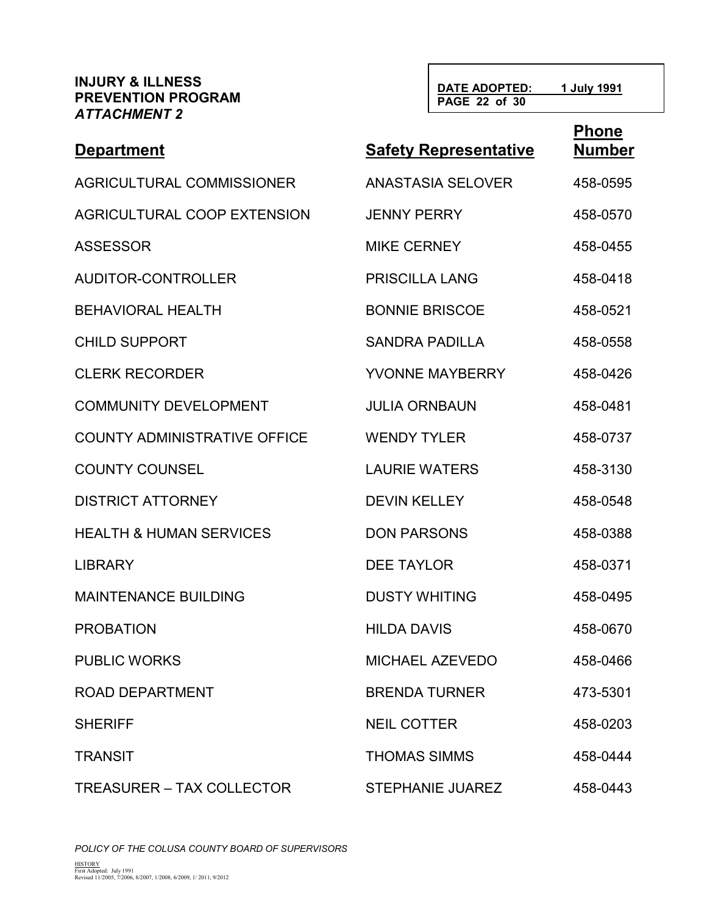**INJURY & ILLNESS PREVENTION PROGRAM**
***ATTACHMENT 2***

**DATE ADOPTED: 1 July 1991**
**PAGE 22 of 30**

| Department | Safety Representative | Phone Number |
|---|---|---|
| AGRICULTURAL COMMISSIONER | ANASTASIA SELOVER | 458-0595 |
| AGRICULTURAL COOP EXTENSION | JENNY PERRY | 458-0570 |
| ASSESSOR | MIKE CERNEY | 458-0455 |
| AUDITOR-CONTROLLER | PRISCILLA LANG | 458-0418 |
| BEHAVIORAL HEALTH | BONNIE BRISCOE | 458-0521 |
| CHILD SUPPORT | SANDRA PADILLA | 458-0558 |
| CLERK RECORDER | YVONNE MAYBERRY | 458-0426 |
| COMMUNITY DEVELOPMENT | JULIA ORNBAUN | 458-0481 |
| COUNTY ADMINISTRATIVE OFFICE | WENDY TYLER | 458-0737 |
| COUNTY COUNSEL | LAURIE WATERS | 458-3130 |
| DISTRICT ATTORNEY | DEVIN KELLEY | 458-0548 |
| HEALTH & HUMAN SERVICES | DON PARSONS | 458-0388 |
| LIBRARY | DEE TAYLOR | 458-0371 |
| MAINTENANCE BUILDING | DUSTY WHITING | 458-0495 |
| PROBATION | HILDA DAVIS | 458-0670 |
| PUBLIC WORKS | MICHAEL AZEVEDO | 458-0466 |
| ROAD DEPARTMENT | BRENDA TURNER | 473-5301 |
| SHERIFF | NEIL COTTER | 458-0203 |
| TRANSIT | THOMAS SIMMS | 458-0444 |
| TREASURER – TAX COLLECTOR | STEPHANIE JUAREZ | 458-0443 |

*POLICY OF THE COLUSA COUNTY BOARD OF SUPERVISORS*

HISTORY
First Adopted: July 1991
Revised 11/2005, 7/2006, 8/2007, 1/2008, 6/2009, 1/ 2011, 9/2012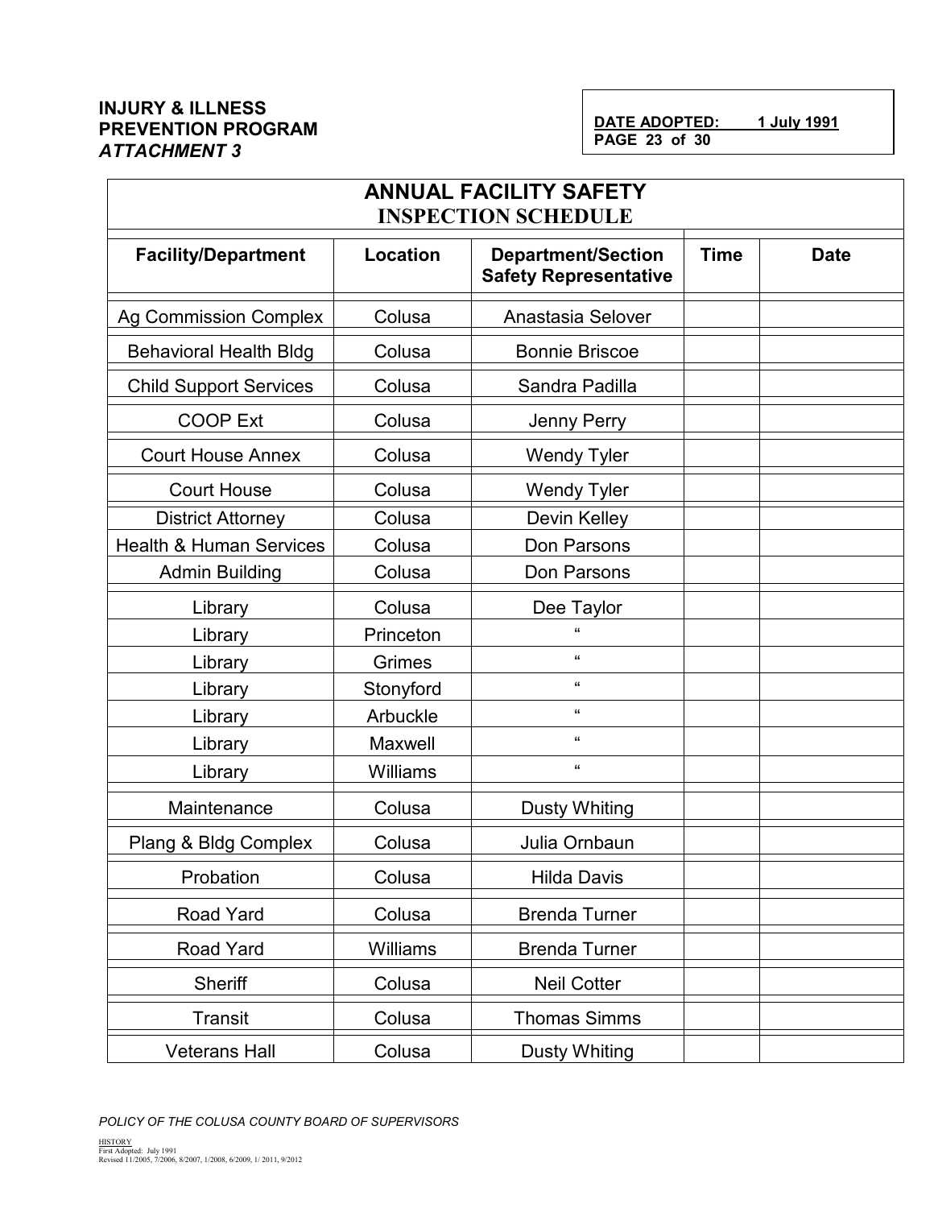**INJURY & ILLNESS PREVENTION PROGRAM**
***ATTACHMENT 3***

**DATE ADOPTED: 1 July 1991**

## ANNUAL FACILITY SAFETY INSPECTION SCHEDULE

| Facility/Department | Location | Department/Section Safety Representative | Time | Date |
|---|---|---|---|---|
| Ag Commission Complex | Colusa | Anastasia Selover | | |
| Behavioral Health Bldg | Colusa | Bonnie Briscoe | | |
| Child Support Services | Colusa | Sandra Padilla | | |
| COOP Ext | Colusa | Jenny Perry | | |
| Court House Annex | Colusa | Wendy Tyler | | |
| Court House | Colusa | Wendy Tyler | | |
| District Attorney | Colusa | Devin Kelley | | |
| Health & Human Services | Colusa | Don Parsons | | |
| Admin Building | Colusa | Don Parsons | | |
| Library | Colusa | Dee Taylor | | |
| Library | Princeton | " | | |
| Library | Grimes | " | | |
| Library | Stonyford | " | | |
| Library | Arbuckle | " | | |
| Library | Maxwell | " | | |
| Library | Williams | " | | |
| Maintenance | Colusa | Dusty Whiting | | |
| Plang & Bldg Complex | Colusa | Julia Ornbaun | | |
| Probation | Colusa | Hilda Davis | | |
| Road Yard | Colusa | Brenda Turner | | |
| Road Yard | Williams | Brenda Turner | | |
| Sheriff | Colusa | Neil Cotter | | |
| Transit | Colusa | Thomas Simms | | |
| Veterans Hall | Colusa | Dusty Whiting | | |

*POLICY OF THE COLUSA COUNTY BOARD OF SUPERVISORS*

HISTORY
First Adopted: July 1991
Revised 11/2005, 7/2006, 8/2007, 1/2008, 6/2009, 1/ 2011, 9/2012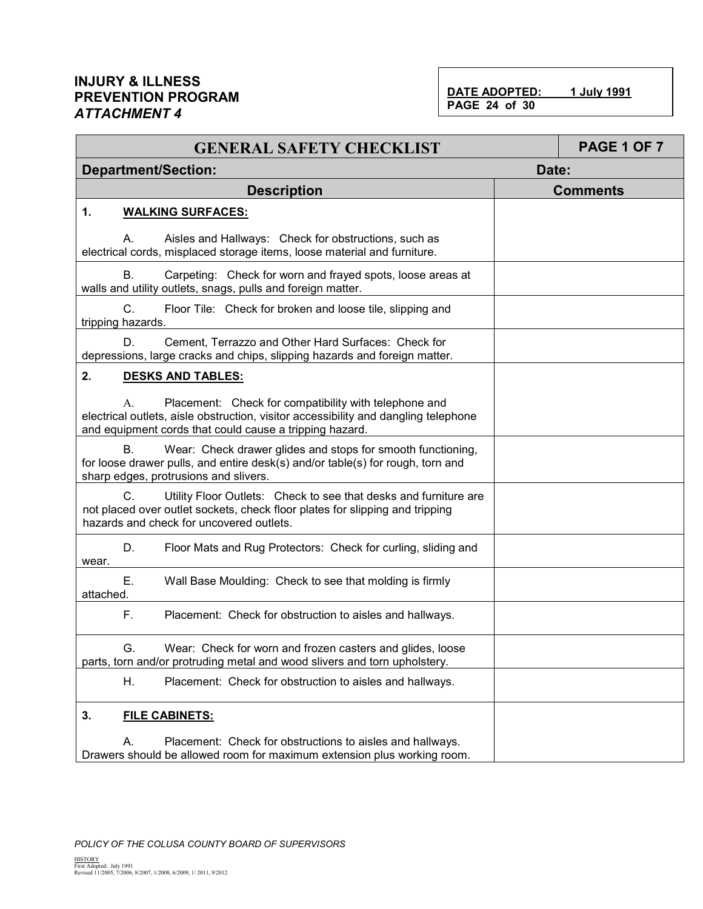**INJURY & ILLNESS PREVENTION PROGRAM**
***ATTACHMENT 4***

**DATE ADOPTED: 1 July 1991**
**PAGE 24 of 30**

| **GENERAL SAFETY CHECKLIST** | **PAGE 1 OF 7** |
|---|---|
| **Department/Section:** | **Date:** |
| **Description** | **Comments** |
| **1. WALKING SURFACES:**<br><br>A. Aisles and Hallways: Check for obstructions, such as electrical cords, misplaced storage items, loose material and furniture. | |
| B. Carpeting: Check for worn and frayed spots, loose areas at walls and utility outlets, snags, pulls and foreign matter. | |
| C. Floor Tile: Check for broken and loose tile, slipping and tripping hazards. | |
| D. Cement, Terrazzo and Other Hard Surfaces: Check for depressions, large cracks and chips, slipping hazards and foreign matter. | |
| **2. DESKS AND TABLES:**<br><br>A. Placement: Check for compatibility with telephone and electrical outlets, aisle obstruction, visitor accessibility and dangling telephone and equipment cords that could cause a tripping hazard. | |
| B. Wear: Check drawer glides and stops for smooth functioning, for loose drawer pulls, and entire desk(s) and/or table(s) for rough, torn and sharp edges, protrusions and slivers. | |
| C. Utility Floor Outlets: Check to see that desks and furniture are not placed over outlet sockets, check floor plates for slipping and tripping hazards and check for uncovered outlets. | |
| D. Floor Mats and Rug Protectors: Check for curling, sliding and wear. | |
| E. Wall Base Moulding: Check to see that molding is firmly attached. | |
| F. Placement: Check for obstruction to aisles and hallways. | |
| G. Wear: Check for worn and frozen casters and glides, loose parts, torn and/or protruding metal and wood slivers and torn upholstery. | |
| H. Placement: Check for obstruction to aisles and hallways. | |
| **3. FILE CABINETS:**<br><br>A. Placement: Check for obstructions to aisles and hallways. Drawers should be allowed room for maximum extension plus working room. | |

*POLICY OF THE COLUSA COUNTY BOARD OF SUPERVISORS*

HISTORY
First Adopted: July 1991
Revised 11/2005, 7/2006, 8/2007, 1/2008, 6/2009, 1/ 2011, 9/2012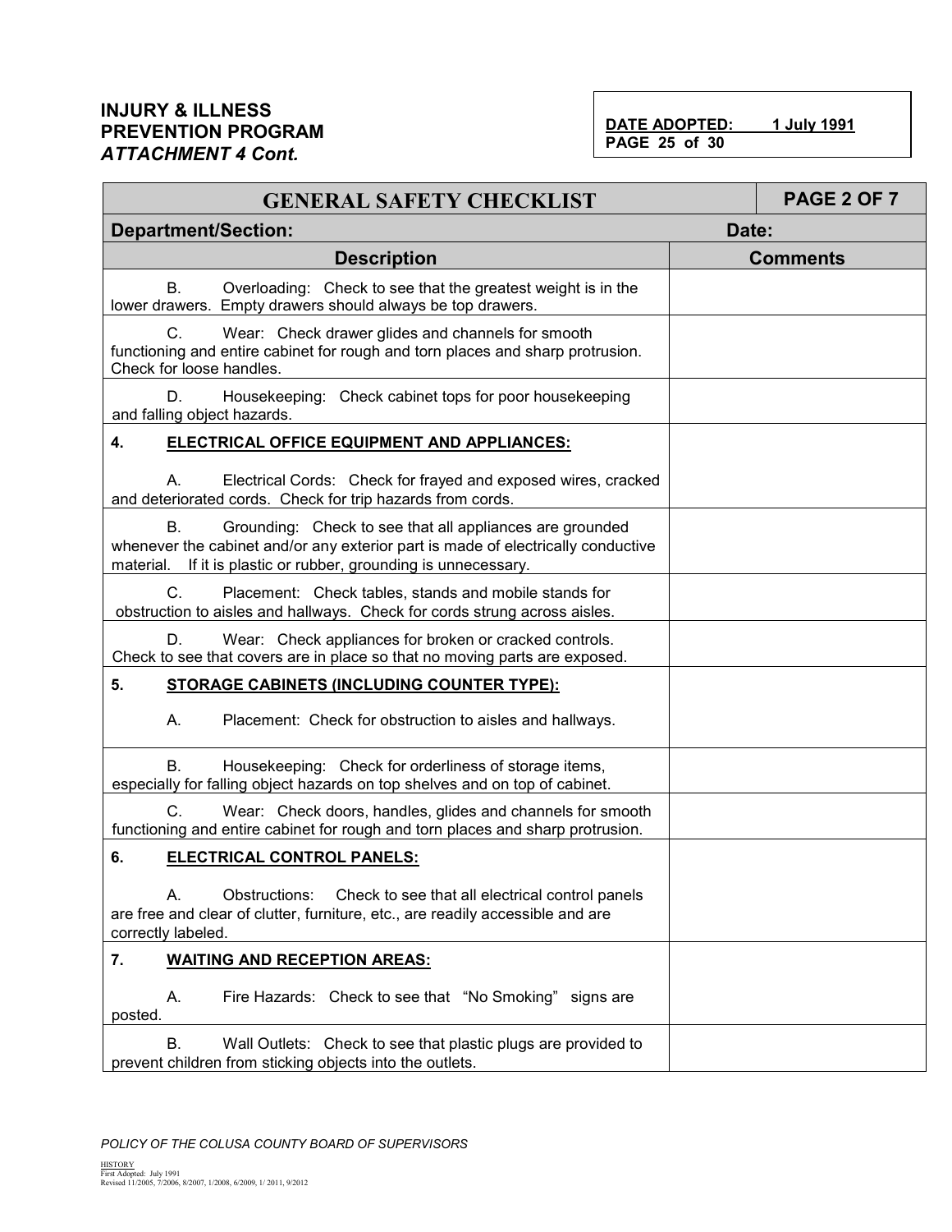**INJURY & ILLNESS PREVENTION PROGRAM**
***ATTACHMENT 4 Cont.***

**DATE ADOPTED: 1 July 1991**
**PAGE 25 of 30**

| GENERAL SAFETY CHECKLIST | PAGE 2 OF 7 |
|---|---|
| **Department/Section:** | **Date:** |
| **Description** | **Comments** |
| B. Overloading: Check to see that the greatest weight is in the lower drawers. Empty drawers should always be top drawers. | |
| C. Wear: Check drawer glides and channels for smooth functioning and entire cabinet for rough and torn places and sharp protrusion. Check for loose handles. | |
| D. Housekeeping: Check cabinet tops for poor housekeeping and falling object hazards. | |
| **4. ELECTRICAL OFFICE EQUIPMENT AND APPLIANCES:** <br><br> A. Electrical Cords: Check for frayed and exposed wires, cracked and deteriorated cords. Check for trip hazards from cords. | |
| B. Grounding: Check to see that all appliances are grounded whenever the cabinet and/or any exterior part is made of electrically conductive material. If it is plastic or rubber, grounding is unnecessary. | |
| C. Placement: Check tables, stands and mobile stands for obstruction to aisles and hallways. Check for cords strung across aisles. | |
| D. Wear: Check appliances for broken or cracked controls. Check to see that covers are in place so that no moving parts are exposed. | |
| **5. STORAGE CABINETS (INCLUDING COUNTER TYPE):** <br><br> A. Placement: Check for obstruction to aisles and hallways. | |
| B. Housekeeping: Check for orderliness of storage items, especially for falling object hazards on top shelves and on top of cabinet. | |
| C. Wear: Check doors, handles, glides and channels for smooth functioning and entire cabinet for rough and torn places and sharp protrusion. | |
| **6. ELECTRICAL CONTROL PANELS:** <br><br> A. Obstructions: Check to see that all electrical control panels are free and clear of clutter, furniture, etc., are readily accessible and are correctly labeled. | |
| **7. WAITING AND RECEPTION AREAS:** <br><br> A. Fire Hazards: Check to see that "No Smoking" signs are posted. | |
| B. Wall Outlets: Check to see that plastic plugs are provided to prevent children from sticking objects into the outlets. | |

*POLICY OF THE COLUSA COUNTY BOARD OF SUPERVISORS*

HISTORY
First Adopted: July 1991
Revised 11/2005, 7/2006, 8/2007, 1/2008, 6/2009, 1/ 2011, 9/2012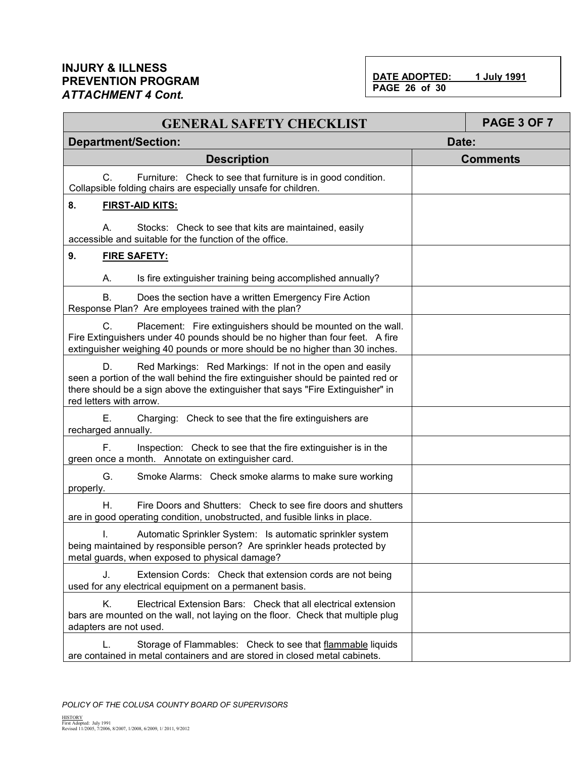**INJURY & ILLNESS PREVENTION PROGRAM**
***ATTACHMENT 4 Cont.***

**DATE ADOPTED: 1 July 1991**
**PAGE 26 of 30**

| **GENERAL SAFETY CHECKLIST** | **PAGE 3 OF 7** |
|---|---|
| **Department/Section:** | **Date:** |
| **Description** | **Comments** |
| C. Furniture: Check to see that furniture is in good condition. Collapsible folding chairs are especially unsafe for children. | |
| **8. FIRST-AID KITS:**<br><br>A. Stocks: Check to see that kits are maintained, easily accessible and suitable for the function of the office. | |
| **9. FIRE SAFETY:**<br><br>A. Is fire extinguisher training being accomplished annually? | |
| B. Does the section have a written Emergency Fire Action Response Plan? Are employees trained with the plan? | |
| C. Placement: Fire extinguishers should be mounted on the wall. Fire Extinguishers under 40 pounds should be no higher than four feet. A fire extinguisher weighing 40 pounds or more should be no higher than 30 inches. | |
| D. Red Markings: Red Markings: If not in the open and easily seen a portion of the wall behind the fire extinguisher should be painted red or there should be a sign above the extinguisher that says "Fire Extinguisher" in red letters with arrow. | |
| E. Charging: Check to see that the fire extinguishers are recharged annually. | |
| F. Inspection: Check to see that the fire extinguisher is in the green once a month. Annotate on extinguisher card. | |
| G. Smoke Alarms: Check smoke alarms to make sure working properly. | |
| H. Fire Doors and Shutters: Check to see fire doors and shutters are in good operating condition, unobstructed, and fusible links in place. | |
| I. Automatic Sprinkler System: Is automatic sprinkler system being maintained by responsible person? Are sprinkler heads protected by metal guards, when exposed to physical damage? | |
| J. Extension Cords: Check that extension cords are not being used for any electrical equipment on a permanent basis. | |
| K. Electrical Extension Bars: Check that all electrical extension bars are mounted on the wall, not laying on the floor. Check that multiple plug adapters are not used. | |
| L. Storage of Flammables: Check to see that flammable liquids are contained in metal containers and are stored in closed metal cabinets. | |

*POLICY OF THE COLUSA COUNTY BOARD OF SUPERVISORS*

HISTORY
First Adopted: July 1991
Revised 11/2005, 7/2006, 8/2007, 1/2008, 6/2009, 1/ 2011, 9/2012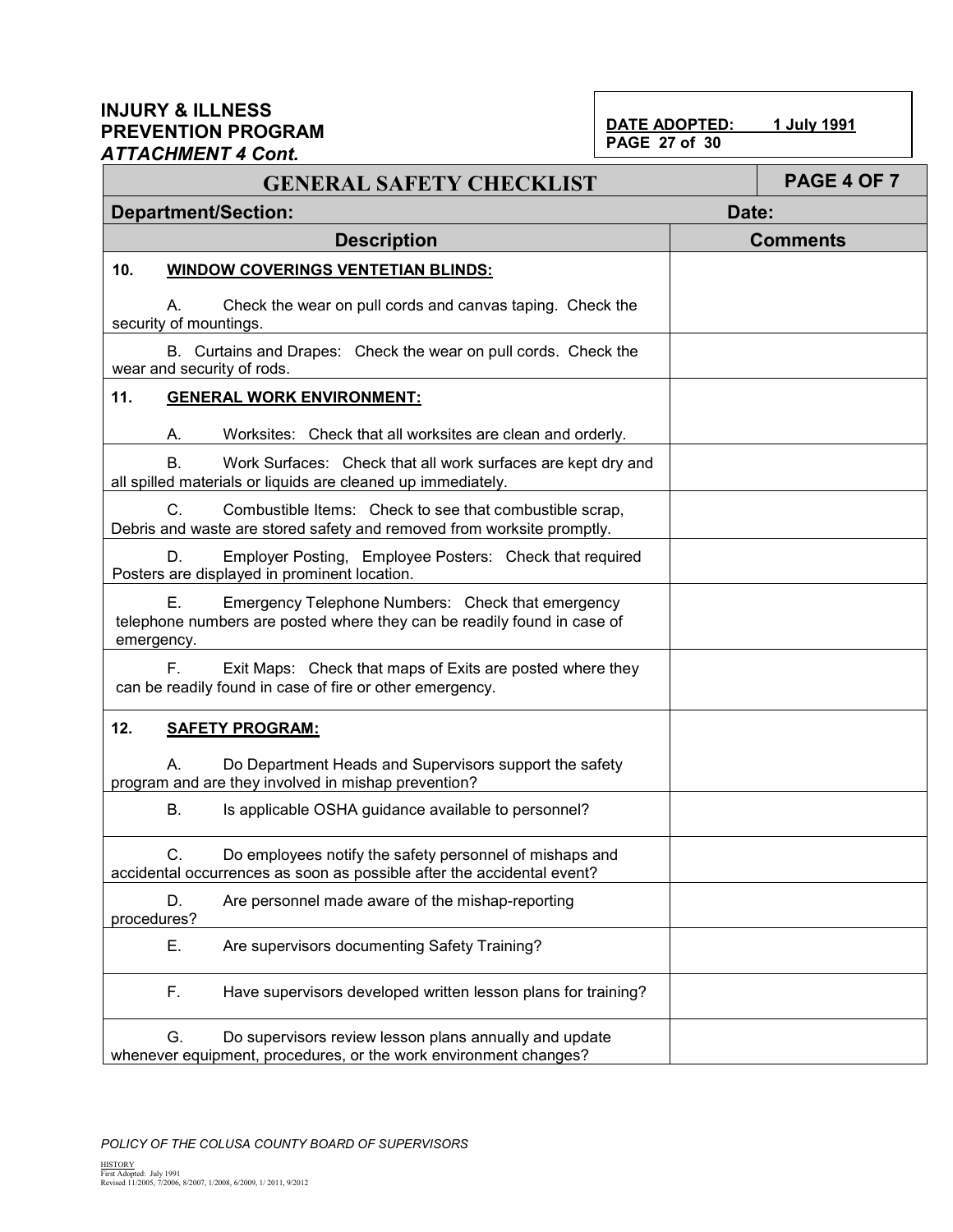**INJURY & ILLNESS PREVENTION PROGRAM**
***ATTACHMENT 4 Cont.***

**DATE ADOPTED: 1 July 1991**

## GENERAL SAFETY CHECKLIST

**PAGE 4 OF 7**

| **Department/Section:** | **Date:** |
|---|---|
| **Description** | **Comments** |
| **10. WINDOW COVERINGS VENTETIAN BLINDS:** A. Check the wear on pull cords and canvas taping. Check the security of mountings. | |
| B. Curtains and Drapes: Check the wear on pull cords. Check the wear and security of rods. | |
| **11. GENERAL WORK ENVIRONMENT:** A. Worksites: Check that all worksites are clean and orderly. | |
| B. Work Surfaces: Check that all work surfaces are kept dry and all spilled materials or liquids are cleaned up immediately. | |
| C. Combustible Items: Check to see that combustible scrap, Debris and waste are stored safety and removed from worksite promptly. | |
| D. Employer Posting, Employee Posters: Check that required Posters are displayed in prominent location. | |
| E. Emergency Telephone Numbers: Check that emergency telephone numbers are posted where they can be readily found in case of emergency. | |
| F. Exit Maps: Check that maps of Exits are posted where they can be readily found in case of fire or other emergency. | |
| **12. SAFETY PROGRAM:** A. Do Department Heads and Supervisors support the safety program and are they involved in mishap prevention? | |
| B. Is applicable OSHA guidance available to personnel? | |
| C. Do employees notify the safety personnel of mishaps and accidental occurrences as soon as possible after the accidental event? | |
| D. Are personnel made aware of the mishap-reporting procedures? | |
| E. Are supervisors documenting Safety Training? | |
| F. Have supervisors developed written lesson plans for training? | |
| G. Do supervisors review lesson plans annually and update whenever equipment, procedures, or the work environment changes? | |

*POLICY OF THE COLUSA COUNTY BOARD OF SUPERVISORS*

HISTORY
First Adopted: July 1991
Revised 11/2005, 7/2006, 8/2007, 1/2008, 6/2009, 1/ 2011, 9/2012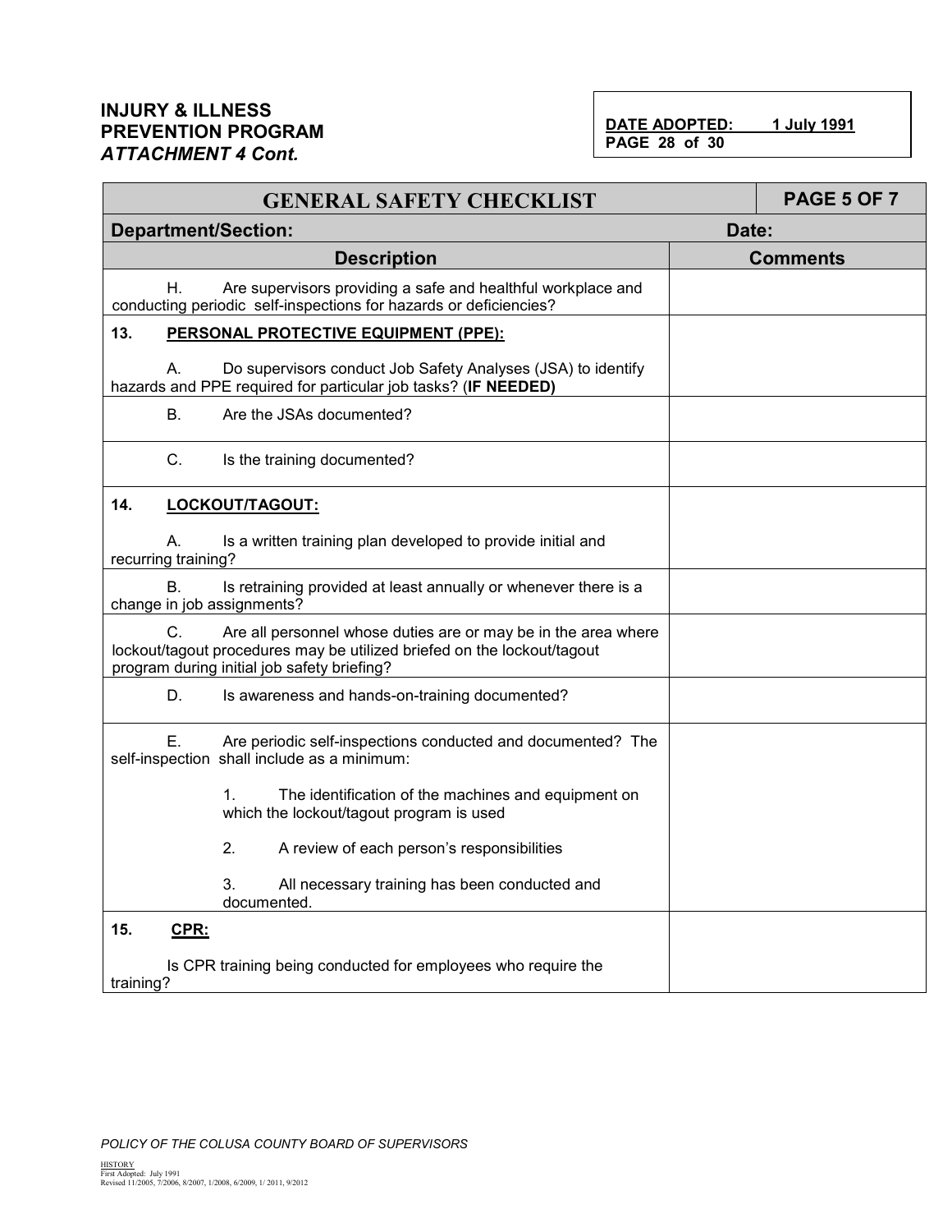**INJURY & ILLNESS PREVENTION PROGRAM**
***ATTACHMENT 4 Cont.***

**DATE ADOPTED: 1 July 1991**
**PAGE 28 of 30**

| GENERAL SAFETY CHECKLIST | PAGE 5 OF 7 |
|---|---|
| **Department/Section:** | **Date:** |
| **Description** | **Comments** |
| H. Are supervisors providing a safe and healthful workplace and conducting periodic self-inspections for hazards or deficiencies? | |
| **13. PERSONAL PROTECTIVE EQUIPMENT (PPE):**<br><br>A. Do supervisors conduct Job Safety Analyses (JSA) to identify hazards and PPE required for particular job tasks? (**IF NEEDED)** | |
| B. Are the JSAs documented? | |
| C. Is the training documented? | |
| **14. LOCKOUT/TAGOUT:**<br><br>A. Is a written training plan developed to provide initial and recurring training? | |
| B. Is retraining provided at least annually or whenever there is a change in job assignments? | |
| C. Are all personnel whose duties are or may be in the area where lockout/tagout procedures may be utilized briefed on the lockout/tagout program during initial job safety briefing? | |
| D. Is awareness and hands-on-training documented? | |
| E. Are periodic self-inspections conducted and documented? The self-inspection shall include as a minimum:<br><br>1. The identification of the machines and equipment on which the lockout/tagout program is used<br><br>2. A review of each person's responsibilities<br><br>3. All necessary training has been conducted and documented. | |
| **15. CPR:**<br><br>Is CPR training being conducted for employees who require the training? | |

*POLICY OF THE COLUSA COUNTY BOARD OF SUPERVISORS*

HISTORY
First Adopted: July 1991
Revised 11/2005, 7/2006, 8/2007, 1/2008, 6/2009, 1/ 2011, 9/2012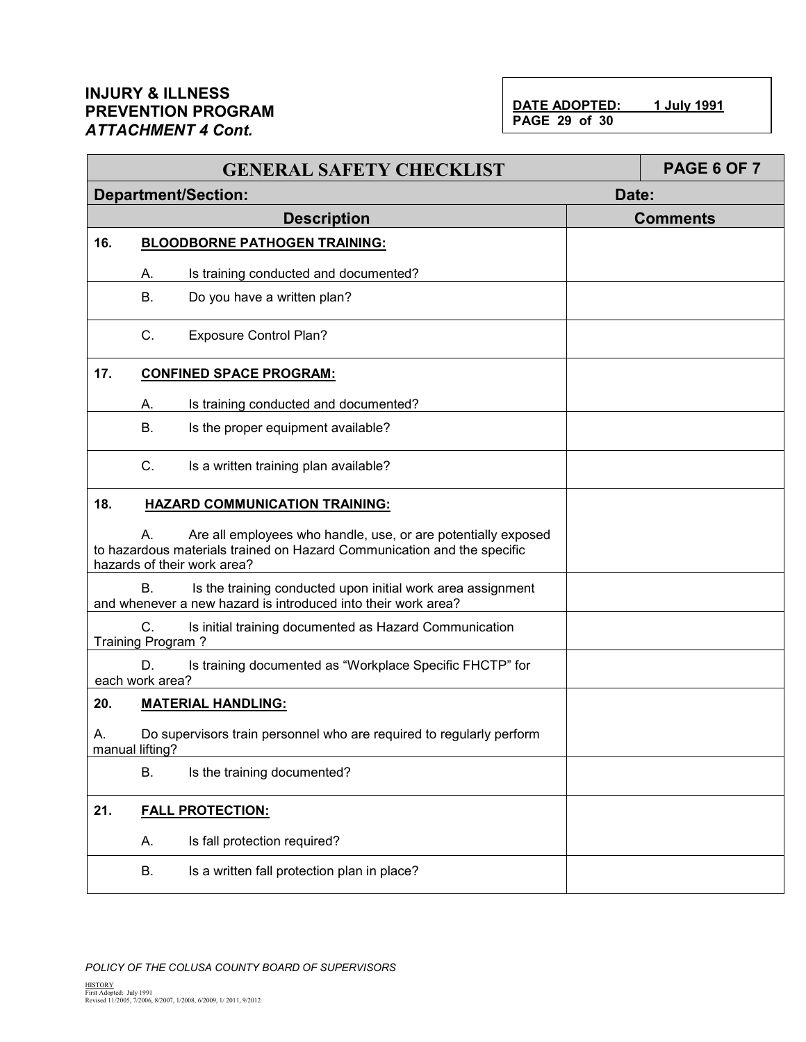**INJURY & ILLNESS PREVENTION PROGRAM**
***ATTACHMENT 4 Cont.***

**DATE ADOPTED: 1 July 1991**

| GENERAL SAFETY CHECKLIST | PAGE 6 OF 7 |
|---|---|
| **Department/Section:** | **Date:** |
| **Description** | **Comments** |
| **16. BLOODBORNE PATHOGEN TRAINING:** A. Is training conducted and documented? | |
| B. Do you have a written plan? | |
| C. Exposure Control Plan? | |
| **17. CONFINED SPACE PROGRAM:** A. Is training conducted and documented? | |
| B. Is the proper equipment available? | |
| C. Is a written training plan available? | |
| **18. HAZARD COMMUNICATION TRAINING:** A. Are all employees who handle, use, or are potentially exposed to hazardous materials trained on Hazard Communication and the specific hazards of their work area? | |
| B. Is the training conducted upon initial work area assignment and whenever a new hazard is introduced into their work area? | |
| C. Is initial training documented as Hazard Communication Training Program ? | |
| D. Is training documented as "Workplace Specific FHCTP" for each work area? | |
| **20. MATERIAL HANDLING:** A. Do supervisors train personnel who are required to regularly perform manual lifting? | |
| B. Is the training documented? | |
| **21. FALL PROTECTION:** A. Is fall protection required? | |
| B. Is a written fall protection plan in place? | |

*POLICY OF THE COLUSA COUNTY BOARD OF SUPERVISORS*

HISTORY
First Adopted: July 1991
Revised 11/2005, 7/2006, 8/2007, 1/2008, 6/2009, 1/ 2011, 9/2012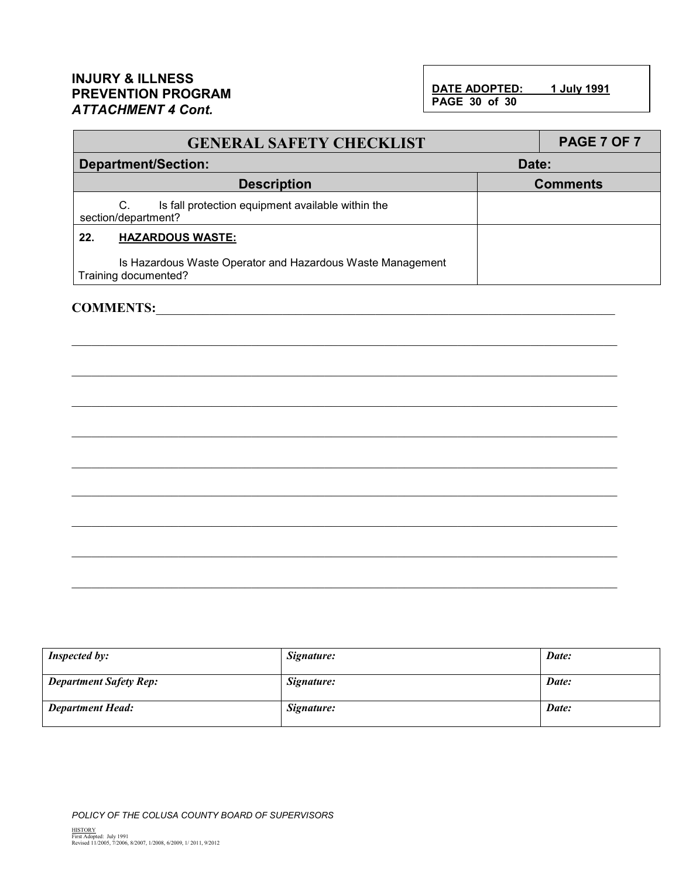**INJURY & ILLNESS PREVENTION PROGRAM**
***ATTACHMENT 4 Cont.***

**DATE ADOPTED: 1 July 1991**

| GENERAL SAFETY CHECKLIST | PAGE 7 OF 7 |
|---|---|
| **Department/Section:** | **Date:** |
| **Description** | **Comments** |
| C. Is fall protection equipment available within the section/department? | |
| **22. HAZARDOUS WASTE:** Is Hazardous Waste Operator and Hazardous Waste Management Training documented? | |

**COMMENTS:**\_\_\_\_\_\_\_\_\_\_\_\_\_\_\_\_\_\_\_\_\_\_\_\_\_\_\_\_\_\_\_\_\_\_\_\_\_\_\_\_\_\_\_\_\_\_\_\_\_\_\_\_\_\_\_\_\_\_\_\_\_\_\_\_

\_\_\_\_\_\_\_\_\_\_\_\_\_\_\_\_\_\_\_\_\_\_\_\_\_\_\_\_\_\_\_\_\_\_\_\_\_\_\_\_\_\_\_\_\_\_\_\_\_\_\_\_\_\_\_\_\_\_\_\_\_\_\_\_\_\_\_\_\_\_\_\_\_\_

\_\_\_\_\_\_\_\_\_\_\_\_\_\_\_\_\_\_\_\_\_\_\_\_\_\_\_\_\_\_\_\_\_\_\_\_\_\_\_\_\_\_\_\_\_\_\_\_\_\_\_\_\_\_\_\_\_\_\_\_\_\_\_\_\_\_\_\_\_\_\_\_\_\_

\_\_\_\_\_\_\_\_\_\_\_\_\_\_\_\_\_\_\_\_\_\_\_\_\_\_\_\_\_\_\_\_\_\_\_\_\_\_\_\_\_\_\_\_\_\_\_\_\_\_\_\_\_\_\_\_\_\_\_\_\_\_\_\_\_\_\_\_\_\_\_\_\_\_

\_\_\_\_\_\_\_\_\_\_\_\_\_\_\_\_\_\_\_\_\_\_\_\_\_\_\_\_\_\_\_\_\_\_\_\_\_\_\_\_\_\_\_\_\_\_\_\_\_\_\_\_\_\_\_\_\_\_\_\_\_\_\_\_\_\_\_\_\_\_\_\_\_\_

\_\_\_\_\_\_\_\_\_\_\_\_\_\_\_\_\_\_\_\_\_\_\_\_\_\_\_\_\_\_\_\_\_\_\_\_\_\_\_\_\_\_\_\_\_\_\_\_\_\_\_\_\_\_\_\_\_\_\_\_\_\_\_\_\_\_\_\_\_\_\_\_\_\_

\_\_\_\_\_\_\_\_\_\_\_\_\_\_\_\_\_\_\_\_\_\_\_\_\_\_\_\_\_\_\_\_\_\_\_\_\_\_\_\_\_\_\_\_\_\_\_\_\_\_\_\_\_\_\_\_\_\_\_\_\_\_\_\_\_\_\_\_\_\_\_\_\_\_

\_\_\_\_\_\_\_\_\_\_\_\_\_\_\_\_\_\_\_\_\_\_\_\_\_\_\_\_\_\_\_\_\_\_\_\_\_\_\_\_\_\_\_\_\_\_\_\_\_\_\_\_\_\_\_\_\_\_\_\_\_\_\_\_\_\_\_\_\_\_\_\_\_\_

\_\_\_\_\_\_\_\_\_\_\_\_\_\_\_\_\_\_\_\_\_\_\_\_\_\_\_\_\_\_\_\_\_\_\_\_\_\_\_\_\_\_\_\_\_\_\_\_\_\_\_\_\_\_\_\_\_\_\_\_\_\_\_\_\_\_\_\_\_\_\_\_\_\_

\_\_\_\_\_\_\_\_\_\_\_\_\_\_\_\_\_\_\_\_\_\_\_\_\_\_\_\_\_\_\_\_\_\_\_\_\_\_\_\_\_\_\_\_\_\_\_\_\_\_\_\_\_\_\_\_\_\_\_\_\_\_\_\_\_\_\_\_\_\_\_\_\_\_

| *Inspected by:* | *Signature:* | *Date:* |
|---|---|---|
| ***Department Safety Rep:*** | ***Signature:*** | ***Date:*** |
| ***Department Head:*** | ***Signature:*** | ***Date:*** |

*POLICY OF THE COLUSA COUNTY BOARD OF SUPERVISORS*

HISTORY
First Adopted: July 1991
Revised 11/2005, 7/2006, 8/2007, 1/2008, 6/2009, 1/ 2011, 9/2012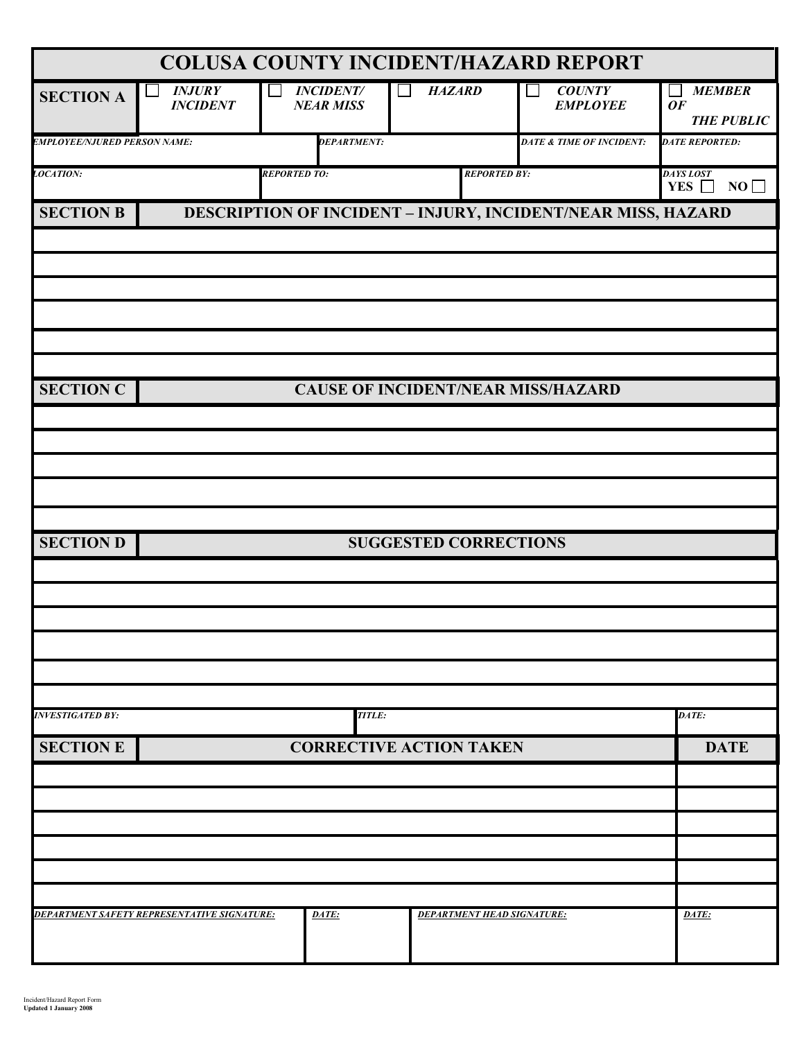# COLUSA COUNTY INCIDENT/HAZARD REPORT

| | | | | | |
|---|---|---|---|---|---|
| **SECTION A** | ☐ ***INJURY INCIDENT*** | ☐ ***INCIDENT/ NEAR MISS*** | ☐ ***HAZARD*** | ☐ ***COUNTY EMPLOYEE*** | ☐ ***MEMBER OF THE PUBLIC*** |

| | | | |
|---|---|---|---|
| ***EMPLOYEE/NJURED PERSON NAME:*** | ***DEPARTMENT:*** | ***DATE & TIME OF INCIDENT:*** | ***DATE REPORTED:*** |
| ***LOCATION:*** | ***REPORTED TO:*** | ***REPORTED BY:*** | ***DAYS LOST*** **YES** ☐ **NO** ☐ |

## SECTION B — DESCRIPTION OF INCIDENT – INJURY, INCIDENT/NEAR MISS, HAZARD

## SECTION C — CAUSE OF INCIDENT/NEAR MISS/HAZARD

## SECTION D — SUGGESTED CORRECTIONS

| | | |
|---|---|---|
| ***INVESTIGATED BY:*** | ***TITLE:*** | ***DATE:*** |

## SECTION E — CORRECTIVE ACTION TAKEN

| CORRECTIVE ACTION TAKEN | DATE |
|---|---|
| | |
| | |
| | |
| | |
| | |
| | |

| | | | |
|---|---|---|---|
| ***DEPARTMENT SAFETY REPRESENTATIVE SIGNATURE:*** | ***DATE:*** | ***DEPARTMENT HEAD SIGNATURE:*** | ***DATE:*** |

Incident/Hazard Report Form
**Updated 1 January 2008**